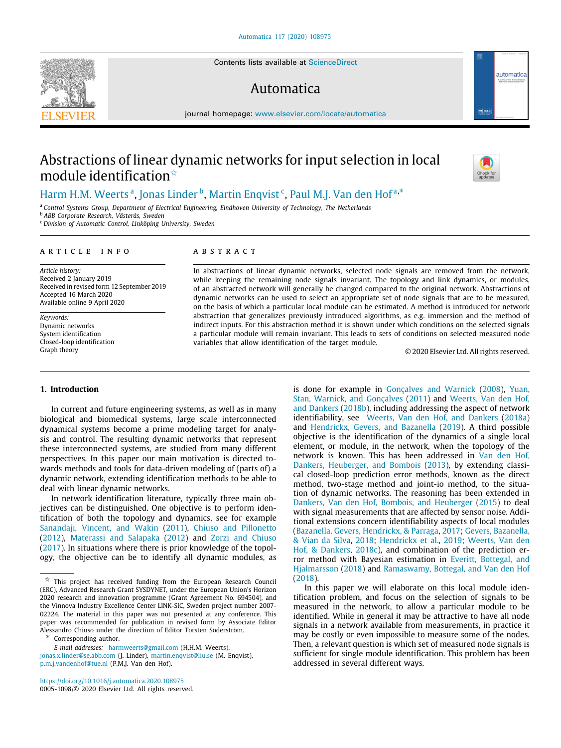# Abstractions of linear dynamic networks for input selection in local module identification[☆]

Harm H.M. Weerts[a], Jonas Linder[b], Martin Enqvist[c], Paul M.J. Van den Hof[a,*]

[a] Control Systems Group, Department of Electrical Engineering, Eindhoven University of Technology, The Netherlands
[b] ABB Corporate Research, Västerås, Sweden
[c] Division of Automatic Control, Linköping University, Sweden

**ARTICLE INFO**

*Article history:*
Received 2 January 2019
Received in revised form 12 September 2019
Accepted 16 March 2020
Available online 9 April 2020

*Keywords:*
Dynamic networks
System identification
Closed-loop identification
Graph theory

**ABSTRACT**

In abstractions of linear dynamic networks, selected node signals are removed from the network, while keeping the remaining node signals invariant. The topology and link dynamics, or modules, of an abstracted network will generally be changed compared to the original network. Abstractions of dynamic networks can be used to select an appropriate set of node signals that are to be measured, on the basis of which a particular local module can be estimated. A method is introduced for network abstraction that generalizes previously introduced algorithms, as e.g. immersion and the method of indirect inputs. For this abstraction method it is shown under which conditions on the selected signals a particular module will remain invariant. This leads to sets of conditions on selected measured node variables that allow identification of the target module.

© 2020 Elsevier Ltd. All rights reserved.

## 1. Introduction

In current and future engineering systems, as well as in many biological and biomedical systems, large scale interconnected dynamical systems become a prime modeling target for analysis and control. The resulting dynamic networks that represent these interconnected systems, are studied from many different perspectives. In this paper our main motivation is directed towards methods and tools for data-driven modeling of (parts of) a dynamic network, extending identification methods to be able to deal with linear dynamic networks.

In network identification literature, typically three main objectives can be distinguished. One objective is to perform identification of both the topology and dynamics, see for example Sanandaji, Vincent, and Wakin (2011), Chiuso and Pillonetto (2012), Materassi and Salapaka (2012) and Zorzi and Chiuso (2017). In situations where there is prior knowledge of the topology, the objective can be to identify all dynamic modules, as is done for example in Gonçalves and Warnick (2008), Yuan, Stan, Warnick, and Gonçalves (2011) and Weerts, Van den Hof, and Dankers (2018b), including addressing the aspect of network identifiability, see Weerts, Van den Hof, and Dankers (2018a) and Hendrickx, Gevers, and Bazanella (2019). A third possible objective is the identification of the dynamics of a single local element, or module, in the network, when the topology of the network is known. This has been addressed in Van den Hof, Dankers, Heuberger, and Bombois (2013), by extending classical closed-loop prediction error methods, known as the direct method, two-stage method and joint-io method, to the situation of dynamic networks. The reasoning has been extended in Dankers, Van den Hof, Bombois, and Heuberger (2015) to deal with signal measurements that are affected by sensor noise. Additional extensions concern identifiability aspects of local modules (Bazanella, Gevers, Hendrickx, & Parraga, 2017; Gevers, Bazanella, & Vian da Silva, 2018; Hendrickx et al., 2019; Weerts, Van den Hof, & Dankers, 2018c), and combination of the prediction error method with Bayesian estimation in Everitt, Bottegal, and Hjalmarsson (2018) and Ramaswamy, Bottegal, and Van den Hof (2018).

In this paper we will elaborate on this local module identification problem, and focus on the selection of signals to be measured in the network, to allow a particular module to be identified. While in general it may be attractive to have all node signals in a network available from measurements, in practice it may be costly or even impossible to measure some of the nodes. Then, a relevant question is which set of measured node signals is sufficient for single module identification. This problem has been addressed in several different ways.

---

[☆] This project has received funding from the European Research Council (ERC), Advanced Research Grant SYSDYNET, under the European Union's Horizon 2020 research and innovation programme (Grant Agreement No. 694504), and the Vinnova Industry Excellence Center LINK-SIC, Sweden project number 2007-02224. The material in this paper was not presented at any conference. This paper was recommended for publication in revised form by Associate Editor Alessandro Chiuso under the direction of Editor Torsten Söderström.

[*] Corresponding author.

*E-mail addresses:* harmweerts@gmail.com (H.H.M. Weerts), jonas.x.linder@se.abb.com (J. Linder), martin.enqvist@liu.se (M. Enqvist), p.m.j.vandenhof@tue.nl (P.M.J. Van den Hof).

https://doi.org/10.1016/j.automatica.2020.108975
0005-1098/© 2020 Elsevier Ltd. All rights reserved.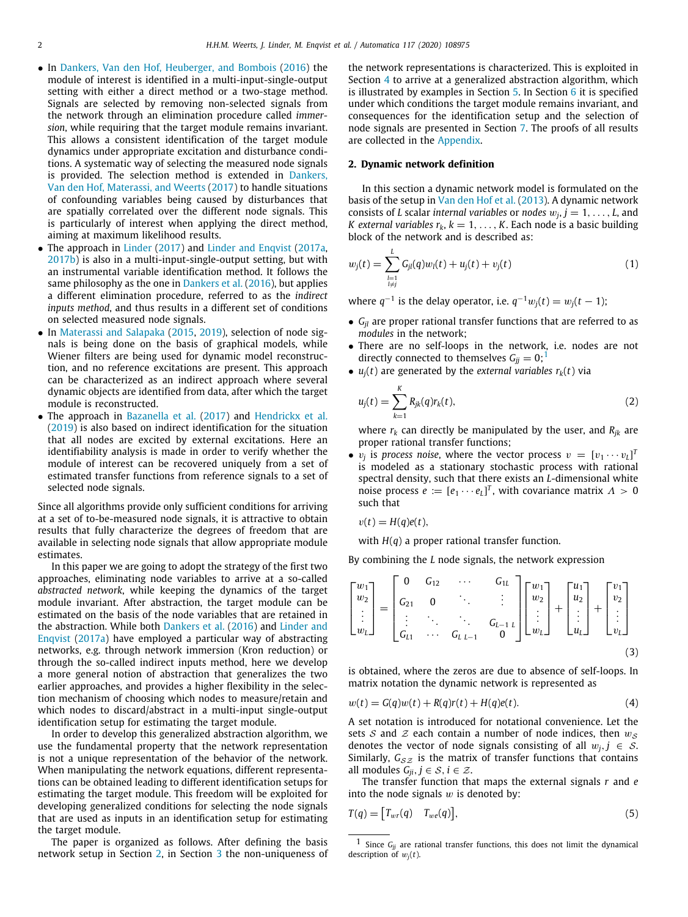- In Dankers, Van den Hof, Heuberger, and Bombois (2016) the module of interest is identified in a multi-input-single-output setting with either a direct method or a two-stage method. Signals are selected by removing non-selected signals from the network through an elimination procedure called *immersion*, while requiring that the target module remains invariant. This allows a consistent identification of the target module dynamics under appropriate excitation and disturbance conditions. A systematic way of selecting the measured node signals is provided. The selection method is extended in Dankers, Van den Hof, Materassi, and Weerts (2017) to handle situations of confounding variables being caused by disturbances that are spatially correlated over the different node signals. This is particularly of interest when applying the direct method, aiming at maximum likelihood results.
- The approach in Linder (2017) and Linder and Enqvist (2017a, 2017b) is also in a multi-input-single-output setting, but with an instrumental variable identification method. It follows the same philosophy as the one in Dankers et al. (2016), but applies a different elimination procedure, referred to as the *indirect inputs method*, and thus results in a different set of conditions on selected measured node signals.
- In Materassi and Salapaka (2015, 2019), selection of node signals is being done on the basis of graphical models, while Wiener filters are being used for dynamic model reconstruction, and no reference excitations are present. This approach can be characterized as an indirect approach where several dynamic objects are identified from data, after which the target module is reconstructed.
- The approach in Bazanella et al. (2017) and Hendrickx et al. (2019) is also based on indirect identification for the situation that all nodes are excited by external excitations. Here an identifiability analysis is made in order to verify whether the module of interest can be recovered uniquely from a set of estimated transfer functions from reference signals to a set of selected node signals.

Since all algorithms provide only sufficient conditions for arriving at a set of to-be-measured node signals, it is attractive to obtain results that fully characterize the degrees of freedom that are available in selecting node signals that allow appropriate module estimates.

In this paper we are going to adopt the strategy of the first two approaches, eliminating node variables to arrive at a so-called *abstracted network*, while keeping the dynamics of the target module invariant. After abstraction, the target module can be estimated on the basis of the node variables that are retained in the abstraction. While both Dankers et al. (2016) and Linder and Enqvist (2017a) have employed a particular way of abstracting networks, e.g. through network immersion (Kron reduction) or through the so-called indirect inputs method, here we develop a more general notion of abstraction that generalizes the two earlier approaches, and provides a higher flexibility in the selection mechanism of choosing which nodes to measure/retain and which nodes to discard/abstract in a multi-input single-output identification setup for estimating the target module.

In order to develop this generalized abstraction algorithm, we use the fundamental property that the network representation is not a unique representation of the behavior of the network. When manipulating the network equations, different representations can be obtained leading to different identification setups for estimating the target module. This freedom will be exploited for developing generalized conditions for selecting the node signals that are used as inputs in an identification setup for estimating the target module.

The paper is organized as follows. After defining the basis network setup in Section 2, in Section 3 the non-uniqueness of the network representations is characterized. This is exploited in Section 4 to arrive at a generalized abstraction algorithm, which is illustrated by examples in Section 5. In Section 6 it is specified under which conditions the target module remains invariant, and consequences for the identification setup and the selection of node signals are presented in Section 7. The proofs of all results are collected in the Appendix.

## 2. Dynamic network definition

In this section a dynamic network model is formulated on the basis of the setup in Van den Hof et al. (2013). A dynamic network consists of $L$ scalar *internal variables* or *nodes* $w_j$, $j = 1, \dots, L$, and $K$ *external variables* $r_k$, $k = 1, \dots, K$. Each node is a basic building block of the network and is described as:

$$w_j(t) = \sum_{\substack{l=1 \\ l \neq j}}^{L} G_{jl}(q) w_l(t) + u_j(t) + v_j(t) \tag{1}$$

where $q^{-1}$ is the delay operator, i.e. $q^{-1} w_j(t) = w_j(t-1)$;

- $G_{jl}$ are proper rational transfer functions that are referred to as *modules* in the network;
- There are no self-loops in the network, i.e. nodes are not directly connected to themselves $G_{jj} = 0$;[1]
- $u_j(t)$ are generated by the *external variables* $r_k(t)$ via

$$u_j(t) = \sum_{k=1}^{K} R_{jk}(q) r_k(t), \tag{2}$$

  where $r_k$ can directly be manipulated by the user, and $R_{jk}$ are proper rational transfer functions;
- $v_j$ is *process noise*, where the vector process $v = [v_1 \cdots v_L]^T$ is modeled as a stationary stochastic process with rational spectral density, such that there exists an $L$-dimensional white noise process $e := [e_1 \cdots e_L]^T$, with covariance matrix $\Lambda > 0$ such that

  $v(t) = H(q) e(t),$

  with $H(q)$ a proper rational transfer function.

By combining the $L$ node signals, the network expression

$$\begin{bmatrix} w_1 \\ w_2 \\ \vdots \\ w_L \end{bmatrix} = \begin{bmatrix} 0 & G_{12} & \cdots & G_{1L} \\ G_{21} & 0 & \ddots & \vdots \\ \vdots & \ddots & \ddots & G_{L-1\ L} \\ G_{L1} & \cdots & G_{L\ L-1} & 0 \end{bmatrix} \begin{bmatrix} w_1 \\ w_2 \\ \vdots \\ w_L \end{bmatrix} + \begin{bmatrix} u_1 \\ u_2 \\ \vdots \\ u_L \end{bmatrix} + \begin{bmatrix} v_1 \\ v_2 \\ \vdots \\ v_L \end{bmatrix} \tag{3}$$

is obtained, where the zeros are due to absence of self-loops. In matrix notation the dynamic network is represented as

$$w(t) = G(q) w(t) + R(q) r(t) + H(q) e(t). \tag{4}$$

A set notation is introduced for notational convenience. Let the sets $\mathcal{S}$ and $\mathcal{Z}$ each contain a number of node indices, then $w_{\mathcal{S}}$ denotes the vector of node signals consisting of all $w_j, j \in \mathcal{S}$. Similarly, $G_{\mathcal{S}\mathcal{Z}}$ is the matrix of transfer functions that contains all modules $G_{ji}, j \in \mathcal{S}, i \in \mathcal{Z}$.

The transfer function that maps the external signals $r$ and $e$ into the node signals $w$ is denoted by:

$$T(q) = \begin{bmatrix} T_{wr}(q) & T_{we}(q) \end{bmatrix}, \tag{5}$$

[1] Since $G_{jj}$ are rational transfer functions, this does not limit the dynamical description of $w_j(t)$.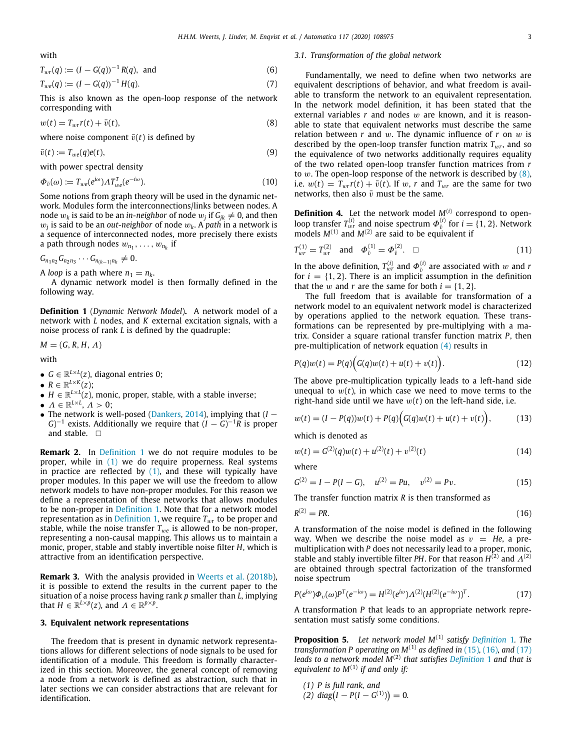with

$$T_{wr}(q) := (I - G(q))^{-1} R(q), \text{ and} \tag{6}$$

$$T_{we}(q) := (I - G(q))^{-1} H(q). \tag{7}$$

This is also known as the open-loop response of the network corresponding with

$$w(t) = T_{wr} r(t) + \bar{v}(t), \tag{8}$$

where noise component $\bar{v}(t)$ is defined by

$$\bar{v}(t) := T_{we}(q) e(t), \tag{9}$$

with power spectral density

$$\Phi_{\bar{v}}(\omega) := T_{we}(e^{i\omega}) \Lambda T_{we}^T(e^{-i\omega}). \tag{10}$$

Some notions from graph theory will be used in the dynamic network. Modules form the interconnections/links between nodes. A node $w_k$ is said to be an *in-neighbor* of node $w_j$ if $G_{jk} \neq 0$, and then $w_j$ is said to be an *out-neighbor* of node $w_k$. A *path* in a network is a sequence of interconnected nodes, more precisely there exists a path through nodes $w_{n_1}, \ldots, w_{n_k}$ if

$$G_{n_1 n_2} G_{n_2 n_3} \cdots G_{n_{(k-1)} n_k} \neq 0.$$

A *loop* is a path where $n_1 = n_k$.

A dynamic network model is then formally defined in the following way.

**Definition 1** (*Dynamic Network Model*)**.** A network model of a network with $L$ nodes, and $K$ external excitation signals, with a noise process of rank $L$ is defined by the quadruple:

$$M = (G, R, H, \Lambda)$$

with

- $G \in \mathbb{R}^{L \times L}(z)$, diagonal entries 0;
- $R \in \mathbb{R}^{L \times K}(z)$;
- $H \in \mathbb{R}^{L \times L}(z)$, monic, proper, stable, with a stable inverse;
- $\Lambda \in \mathbb{R}^{L \times L}$, $\Lambda > 0$;
- The network is well-posed (Dankers, 2014), implying that $(I - G)^{-1}$ exists. Additionally we require that $(I - G)^{-1} R$ is proper and stable. □

**Remark 2.** In Definition 1 we do not require modules to be proper, while in (1) we do require properness. Real systems in practice are reflected by (1), and these will typically have proper modules. In this paper we will use the freedom to allow network models to have non-proper modules. For this reason we define a representation of these networks that allows modules to be non-proper in Definition 1. Note that for a network model representation as in Definition 1, we require $T_{wr}$ to be proper and stable, while the noise transfer $T_{we}$ is allowed to be non-proper, representing a non-causal mapping. This allows us to maintain a monic, proper, stable and stably invertible noise filter $H$, which is attractive from an identification perspective.

**Remark 3.** With the analysis provided in Weerts et al. (2018b), it is possible to extend the results in the current paper to the situation of a noise process having rank $p$ smaller than $L$, implying that $H \in \mathbb{R}^{L \times p}(z)$, and $\Lambda \in \mathbb{R}^{p \times p}$.

## 3. Equivalent network representations

The freedom that is present in dynamic network representations allows for different selections of node signals to be used for identification of a module. This freedom is formally characterized in this section. Moreover, the general concept of removing a node from a network is defined as abstraction, such that in later sections we can consider abstractions that are relevant for identification.

### 3.1. Transformation of the global network

Fundamentally, we need to define when two networks are equivalent descriptions of behavior, and what freedom is available to transform the network to an equivalent representation. In the network model definition, it has been stated that the external variables $r$ and nodes $w$ are known, and it is reasonable to state that equivalent networks must describe the same relation between $r$ and $w$. The dynamic influence of $r$ on $w$ is described by the open-loop transfer function matrix $T_{wr}$, and so the equivalence of two networks additionally requires equality of the two related open-loop transfer function matrices from $r$ to $w$. The open-loop response of the network is described by (8), i.e. $w(t) = T_{wr} r(t) + \bar{v}(t)$. If $w$, $r$ and $T_{wr}$ are the same for two networks, then also $\bar{v}$ must be the same.

**Definition 4.** Let the network model $M^{(i)}$ correspond to open-loop transfer $T_{wr}^{(i)}$ and noise spectrum $\Phi_{\bar{v}}^{(i)}$ for $i = \{1, 2\}$. Network models $M^{(1)}$ and $M^{(2)}$ are said to be equivalent if

$$T_{wr}^{(1)} = T_{wr}^{(2)} \quad \text{and} \quad \Phi_{\bar{v}}^{(1)} = \Phi_{\bar{v}}^{(2)}. \quad \square \tag{11}$$

In the above definition, $T_{wr}^{(i)}$ and $\Phi_{\bar{v}}^{(i)}$ are associated with $w$ and $r$ for $i = \{1, 2\}$. There is an implicit assumption in the definition that the $w$ and $r$ are the same for both $i = \{1, 2\}$.

The full freedom that is available for transformation of a network model to an equivalent network model is characterized by operations applied to the network equation. These transformations can be represented by pre-multiplying with a matrix. Consider a square rational transfer function matrix $P$, then pre-multiplication of network equation (4) results in

$$P(q) w(t) = P(q) \Big( G(q) w(t) + u(t) + v(t) \Big). \tag{12}$$

The above pre-multiplication typically leads to a left-hand side unequal to $w(t)$, in which case we need to move terms to the right-hand side until we have $w(t)$ on the left-hand side, i.e.

$$w(t) = (I - P(q)) w(t) + P(q) \Big( G(q) w(t) + u(t) + v(t) \Big), \tag{13}$$

which is denoted as

$$w(t) = G^{(2)}(q) w(t) + u^{(2)}(t) + v^{(2)}(t) \tag{14}$$

where

$$G^{(2)} = I - P(I - G), \quad u^{(2)} = Pu, \quad v^{(2)} = Pv. \tag{15}$$

The transfer function matrix $R$ is then transformed as

$$R^{(2)} = PR. \tag{16}$$

A transformation of the noise model is defined in the following way. When we describe the noise model as $v = He$, a pre-multiplication with $P$ does not necessarily lead to a proper, monic, stable and stably invertible filter $PH$. For that reason $H^{(2)}$ and $\Lambda^{(2)}$ are obtained through spectral factorization of the transformed noise spectrum

$$P(e^{i\omega}) \Phi_v(\omega) P^T(e^{-i\omega}) = H^{(2)}(e^{i\omega}) \Lambda^{(2)} (H^{(2)}(e^{-i\omega}))^T. \tag{17}$$

A transformation $P$ that leads to an appropriate network representation must satisfy some conditions.

**Proposition 5.** *Let network model $M^{(1)}$ satisfy Definition 1. The transformation $P$ operating on $M^{(1)}$ as defined in (15), (16), and (17) leads to a network model $M^{(2)}$ that satisfies Definition 1 and that is equivalent to $M^{(1)}$ if and only if:*

*(1) $P$ is full rank, and*
*(2) $\text{diag}\big(I - P(I - G^{(1)})\big) = 0$.*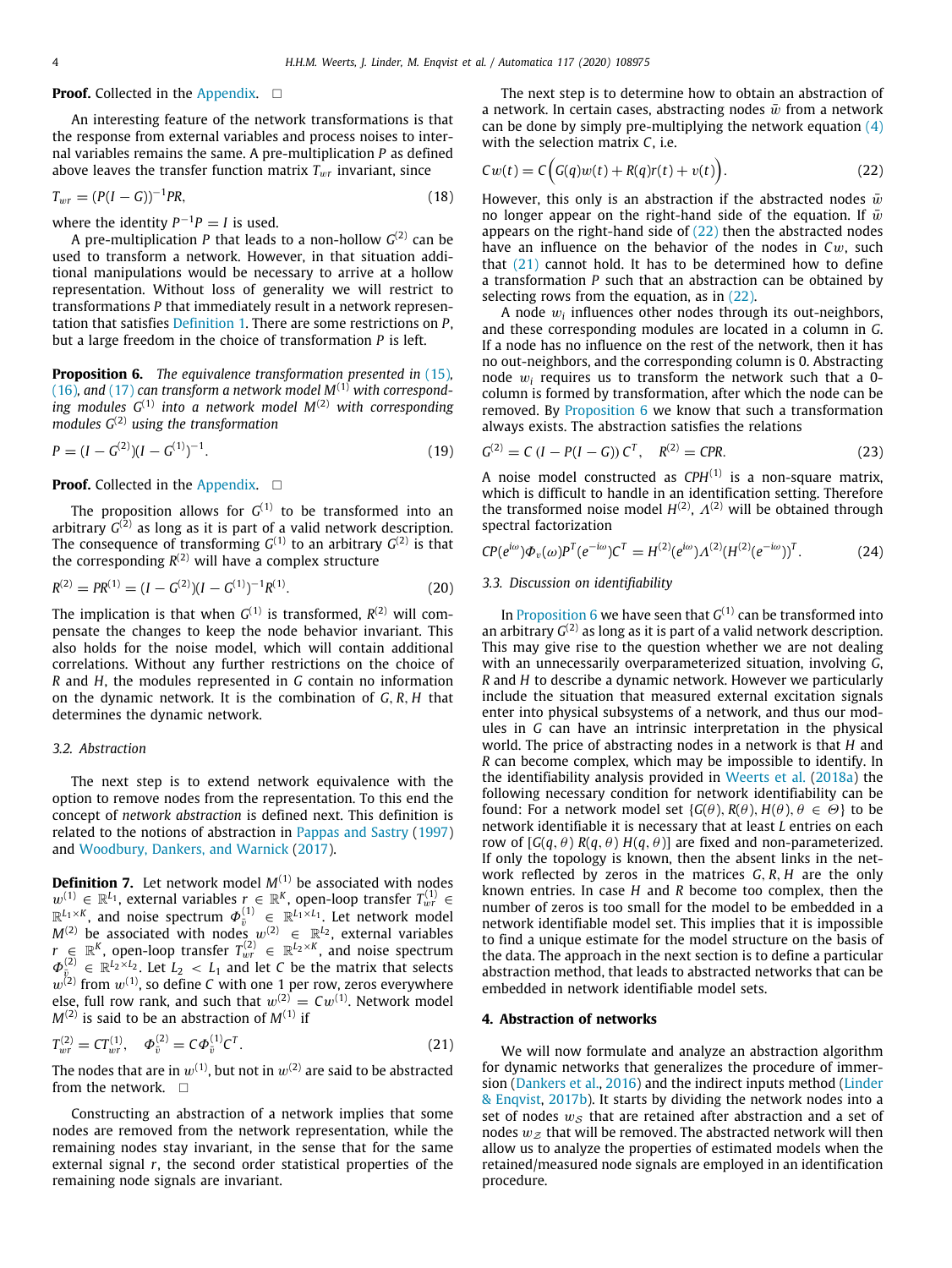**Proof.** Collected in the Appendix. □

An interesting feature of the network transformations is that the response from external variables and process noises to internal variables remains the same. A pre-multiplication $P$ as defined above leaves the transfer function matrix $T_{wr}$ invariant, since

$$T_{wr} = (P(I-G))^{-1}PR, \tag{18}$$

where the identity $P^{-1}P = I$ is used.

A pre-multiplication $P$ that leads to a non-hollow $G^{(2)}$ can be used to transform a network. However, in that situation additional manipulations would be necessary to arrive at a hollow representation. Without loss of generality we will restrict to transformations $P$ that immediately result in a network representation that satisfies Definition 1. There are some restrictions on $P$, but a large freedom in the choice of transformation $P$ is left.

**Proposition 6.** *The equivalence transformation presented in (15), (16), and (17) can transform a network model $M^{(1)}$ with corresponding modules $G^{(1)}$ into a network model $M^{(2)}$ with corresponding modules $G^{(2)}$ using the transformation*

$$P = (I - G^{(2)})(I - G^{(1)})^{-1}. \tag{19}$$

**Proof.** Collected in the Appendix. □

The proposition allows for $G^{(1)}$ to be transformed into an arbitrary $G^{(2)}$ as long as it is part of a valid network description. The consequence of transforming $G^{(1)}$ to an arbitrary $G^{(2)}$ is that the corresponding $R^{(2)}$ will have a complex structure

$$R^{(2)} = PR^{(1)} = (I - G^{(2)})(I - G^{(1)})^{-1}R^{(1)}. \tag{20}$$

The implication is that when $G^{(1)}$ is transformed, $R^{(2)}$ will compensate the changes to keep the node behavior invariant. This also holds for the noise model, which will contain additional correlations. Without any further restrictions on the choice of $R$ and $H$, the modules represented in $G$ contain no information on the dynamic network. It is the combination of $G, R, H$ that determines the dynamic network.

### 3.2. Abstraction

The next step is to extend network equivalence with the option to remove nodes from the representation. To this end the concept of *network abstraction* is defined next. This definition is related to the notions of abstraction in Pappas and Sastry (1997) and Woodbury, Dankers, and Warnick (2017).

**Definition 7.** Let network model $M^{(1)}$ be associated with nodes $w^{(1)} \in \mathbb{R}^{L_1}$, external variables $r \in \mathbb{R}^K$, open-loop transfer $T_{wr}^{(1)} \in \mathbb{R}^{L_1 \times K}$, and noise spectrum $\Phi_{\bar{v}}^{(1)} \in \mathbb{R}^{L_1 \times L_1}$. Let network model $M^{(2)}$ be associated with nodes $w^{(2)} \in \mathbb{R}^{L_2}$, external variables $r \in \mathbb{R}^K$, open-loop transfer $T_{wr}^{(2)} \in \mathbb{R}^{L_2 \times K}$, and noise spectrum $\Phi_{\bar{v}}^{(2)} \in \mathbb{R}^{L_2 \times L_2}$. Let $L_2 < L_1$ and let $C$ be the matrix that selects $w^{(2)}$ from $w^{(1)}$, so define $C$ with one 1 per row, zeros everywhere else, full row rank, and such that $w^{(2)} = Cw^{(1)}$. Network model $M^{(2)}$ is said to be an abstraction of $M^{(1)}$ if

$$T_{wr}^{(2)} = CT_{wr}^{(1)}, \quad \Phi_{\bar{v}}^{(2)} = C\Phi_{\bar{v}}^{(1)}C^T. \tag{21}$$

The nodes that are in $w^{(1)}$, but not in $w^{(2)}$ are said to be abstracted from the network. □

Constructing an abstraction of a network implies that some nodes are removed from the network representation, while the remaining nodes stay invariant, in the sense that for the same external signal $r$, the second order statistical properties of the remaining node signals are invariant.

The next step is to determine how to obtain an abstraction of a network. In certain cases, abstracting nodes $\bar{w}$ from a network can be done by simply pre-multiplying the network equation (4) with the selection matrix $C$, i.e.

$$Cw(t) = C\Big(G(q)w(t) + R(q)r(t) + v(t)\Big). \tag{22}$$

However, this only is an abstraction if the abstracted nodes $\bar{w}$ no longer appear on the right-hand side of the equation. If $\bar{w}$ appears on the right-hand side of (22) then the abstracted nodes have an influence on the behavior of the nodes in $Cw$, such that (21) cannot hold. It has to be determined how to define a transformation $P$ such that an abstraction can be obtained by selecting rows from the equation, as in (22).

A node $w_i$ influences other nodes through its out-neighbors, and these corresponding modules are located in a column in $G$. If a node has no influence on the rest of the network, then it has no out-neighbors, and the corresponding column is 0. Abstracting node $w_i$ requires us to transform the network such that a 0-column is formed by transformation, after which the node can be removed. By Proposition 6 we know that such a transformation always exists. The abstraction satisfies the relations

$$G^{(2)} = C\,(I - P(I-G))\,C^T, \quad R^{(2)} = CPR. \tag{23}$$

A noise model constructed as $CPH^{(1)}$ is a non-square matrix, which is difficult to handle in an identification setting. Therefore the transformed noise model $H^{(2)}$, $\Lambda^{(2)}$ will be obtained through spectral factorization

$$CP(e^{i\omega})\Phi_v(\omega)P^T(e^{-i\omega})C^T = H^{(2)}(e^{i\omega})\Lambda^{(2)}(H^{(2)}(e^{-i\omega}))^T. \tag{24}$$

### 3.3. Discussion on identifiability

In Proposition 6 we have seen that $G^{(1)}$ can be transformed into an arbitrary $G^{(2)}$ as long as it is part of a valid network description. This may give rise to the question whether we are not dealing with an unnecessarily overparameterized situation, involving $G$, $R$ and $H$ to describe a dynamic network. However we particularly include the situation that measured external excitation signals enter into physical subsystems of a network, and thus our modules in $G$ can have an intrinsic interpretation in the physical world. The price of abstracting nodes in a network is that $H$ and $R$ can become complex, which may be impossible to identify. In the identifiability analysis provided in Weerts et al. (2018a) the following necessary condition for network identifiability can be found: For a network model set $\{G(\theta), R(\theta), H(\theta), \theta \in \Theta\}$ to be network identifiable it is necessary that at least $L$ entries on each row of $[G(q,\theta)\ R(q,\theta)\ H(q,\theta)]$ are fixed and non-parameterized. If only the topology is known, then the absent links in the network reflected by zeros in the matrices $G, R, H$ are the only known entries. In case $H$ and $R$ become too complex, then the number of zeros is too small for the model to be embedded in a network identifiable model set. This implies that it is impossible to find a unique estimate for the model structure on the basis of the data. The approach in the next section is to define a particular abstraction method, that leads to abstracted networks that can be embedded in network identifiable model sets.

## 4. Abstraction of networks

We will now formulate and analyze an abstraction algorithm for dynamic networks that generalizes the procedure of immersion (Dankers et al., 2016) and the indirect inputs method (Linder & Enqvist, 2017b). It starts by dividing the network nodes into a set of nodes $w_{\mathcal{S}}$ that are retained after abstraction and a set of nodes $w_{\mathcal{Z}}$ that will be removed. The abstracted network will then allow us to analyze the properties of estimated models when the retained/measured node signals are employed in an identification procedure.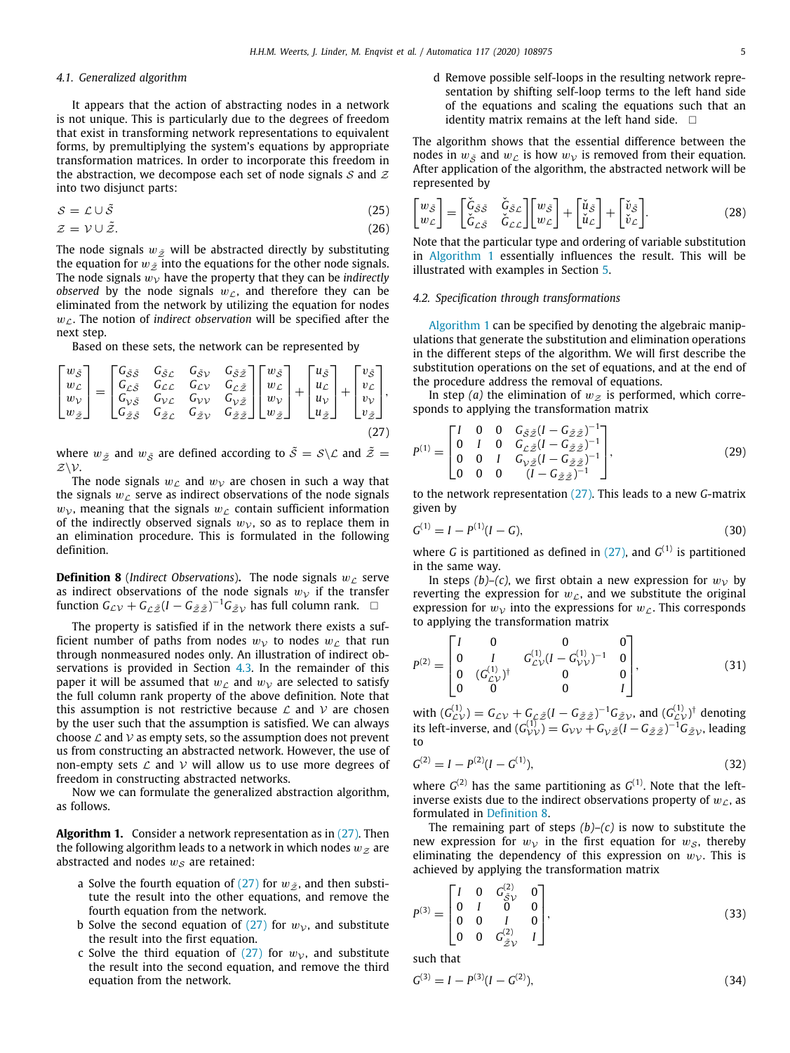### 4.1. Generalized algorithm

It appears that the action of abstracting nodes in a network is not unique. This is particularly due to the degrees of freedom that exist in transforming network representations to equivalent forms, by premultiplying the system's equations by appropriate transformation matrices. In order to incorporate this freedom in the abstraction, we decompose each set of node signals $\mathcal{S}$ and $\mathcal{Z}$ into two disjunct parts:

$$\mathcal{S} = \mathcal{L} \cup \tilde{\mathcal{S}} \tag{25}$$

$$\mathcal{Z} = \mathcal{V} \cup \tilde{\mathcal{Z}}. \tag{26}$$

The node signals $w_{\tilde{\mathcal{Z}}}$ will be abstracted directly by substituting the equation for $w_{\tilde{\mathcal{Z}}}$ into the equations for the other node signals. The node signals $w_{\mathcal{V}}$ have the property that they can be *indirectly observed* by the node signals $w_{\mathcal{L}}$, and therefore they can be eliminated from the network by utilizing the equation for nodes $w_{\mathcal{L}}$. The notion of *indirect observation* will be specified after the next step.

Based on these sets, the network can be represented by

$$\begin{bmatrix} w_{\tilde{\mathcal{S}}} \\ w_{\mathcal{L}} \\ w_{\mathcal{V}} \\ w_{\tilde{\mathcal{Z}}} \end{bmatrix} = \begin{bmatrix} G_{\tilde{\mathcal{S}}\tilde{\mathcal{S}}} & G_{\tilde{\mathcal{S}}\mathcal{L}} & G_{\tilde{\mathcal{S}}\mathcal{V}} & G_{\tilde{\mathcal{S}}\tilde{\mathcal{Z}}} \\ G_{\mathcal{L}\tilde{\mathcal{S}}} & G_{\mathcal{L}\mathcal{L}} & G_{\mathcal{L}\mathcal{V}} & G_{\mathcal{L}\tilde{\mathcal{Z}}} \\ G_{\mathcal{V}\tilde{\mathcal{S}}} & G_{\mathcal{V}\mathcal{L}} & G_{\mathcal{V}\mathcal{V}} & G_{\mathcal{V}\tilde{\mathcal{Z}}} \\ G_{\tilde{\mathcal{Z}}\tilde{\mathcal{S}}} & G_{\tilde{\mathcal{Z}}\mathcal{L}} & G_{\tilde{\mathcal{Z}}\mathcal{V}} & G_{\tilde{\mathcal{Z}}\tilde{\mathcal{Z}}} \end{bmatrix} \begin{bmatrix} w_{\tilde{\mathcal{S}}} \\ w_{\mathcal{L}} \\ w_{\mathcal{V}} \\ w_{\tilde{\mathcal{Z}}} \end{bmatrix} + \begin{bmatrix} u_{\tilde{\mathcal{S}}} \\ u_{\mathcal{L}} \\ u_{\mathcal{V}} \\ u_{\tilde{\mathcal{Z}}} \end{bmatrix} + \begin{bmatrix} v_{\tilde{\mathcal{S}}} \\ v_{\mathcal{L}} \\ v_{\mathcal{V}} \\ v_{\tilde{\mathcal{Z}}} \end{bmatrix}, \tag{27}$$

where $w_{\tilde{\mathcal{Z}}}$ and $w_{\tilde{\mathcal{S}}}$ are defined according to $\tilde{\mathcal{S}} = \mathcal{S} \backslash \mathcal{L}$ and $\tilde{\mathcal{Z}} = \mathcal{Z} \backslash \mathcal{V}$.

The node signals $w_{\mathcal{L}}$ and $w_{\mathcal{V}}$ are chosen in such a way that the signals $w_{\mathcal{L}}$ serve as indirect observations of the node signals $w_{\mathcal{V}}$, meaning that the signals $w_{\mathcal{L}}$ contain sufficient information of the indirectly observed signals $w_{\mathcal{V}}$, so as to replace them in an elimination procedure. This is formulated in the following definition.

**Definition 8** (*Indirect Observations*)**.** The node signals $w_{\mathcal{L}}$ serve as indirect observations of the node signals $w_{\mathcal{V}}$ if the transfer function $G_{\mathcal{L}\mathcal{V}} + G_{\mathcal{L}\tilde{\mathcal{Z}}}(I - G_{\tilde{\mathcal{Z}}\tilde{\mathcal{Z}}})^{-1}G_{\tilde{\mathcal{Z}}\mathcal{V}}$ has full column rank. □

The property is satisfied if in the network there exists a sufficient number of paths from nodes $w_{\mathcal{V}}$ to nodes $w_{\mathcal{L}}$ that run through nonmeasured nodes only. An illustration of indirect observations is provided in Section 4.3. In the remainder of this paper it will be assumed that $w_{\mathcal{L}}$ and $w_{\mathcal{V}}$ are selected to satisfy the full column rank property of the above definition. Note that this assumption is not restrictive because $\mathcal{L}$ and $\mathcal{V}$ are chosen by the user such that the assumption is satisfied. We can always choose $\mathcal{L}$ and $\mathcal{V}$ as empty sets, so the assumption does not prevent us from constructing an abstracted network. However, the use of non-empty sets $\mathcal{L}$ and $\mathcal{V}$ will allow us to use more degrees of freedom in constructing abstracted networks.

Now we can formulate the generalized abstraction algorithm, as follows.

**Algorithm 1.** Consider a network representation as in (27). Then the following algorithm leads to a network in which nodes $w_{\mathcal{Z}}$ are abstracted and nodes $w_{\mathcal{S}}$ are retained:

- a Solve the fourth equation of (27) for $w_{\tilde{\mathcal{Z}}}$, and then substitute the result into the other equations, and remove the fourth equation from the network.
- b Solve the second equation of (27) for $w_{\mathcal{V}}$, and substitute the result into the first equation.
- c Solve the third equation of (27) for $w_{\mathcal{V}}$, and substitute the result into the second equation, and remove the third equation from the network.
- d Remove possible self-loops in the resulting network representation by shifting self-loop terms to the left hand side of the equations and scaling the equations such that an identity matrix remains at the left hand side. □

The algorithm shows that the essential difference between the nodes in $w_{\tilde{\mathcal{S}}}$ and $w_{\mathcal{L}}$ is how $w_{\mathcal{V}}$ is removed from their equation. After application of the algorithm, the abstracted network will be represented by

$$\begin{bmatrix} w_{\tilde{\mathcal{S}}} \\ w_{\mathcal{L}} \end{bmatrix} = \begin{bmatrix} \check{G}_{\tilde{\mathcal{S}}\tilde{\mathcal{S}}} & \check{G}_{\tilde{\mathcal{S}}\mathcal{L}} \\ \check{G}_{\mathcal{L}\tilde{\mathcal{S}}} & \check{G}_{\mathcal{L}\mathcal{L}} \end{bmatrix} \begin{bmatrix} w_{\tilde{\mathcal{S}}} \\ w_{\mathcal{L}} \end{bmatrix} + \begin{bmatrix} \check{u}_{\tilde{\mathcal{S}}} \\ \check{u}_{\mathcal{L}} \end{bmatrix} + \begin{bmatrix} \check{v}_{\tilde{\mathcal{S}}} \\ \check{v}_{\mathcal{L}} \end{bmatrix}. \tag{28}$$

Note that the particular type and ordering of variable substitution in Algorithm 1 essentially influences the result. This will be illustrated with examples in Section 5.

### 4.2. Specification through transformations

Algorithm 1 can be specified by denoting the algebraic manipulations that generate the substitution and elimination operations in the different steps of the algorithm. We will first describe the substitution operations on the set of equations, and at the end of the procedure address the removal of equations.

In step *(a)* the elimination of $w_{\mathcal{Z}}$ is performed, which corresponds to applying the transformation matrix

$$P^{(1)} = \begin{bmatrix} I & 0 & 0 & G_{\tilde{\mathcal{S}}\tilde{\mathcal{Z}}}(I - G_{\tilde{\mathcal{Z}}\tilde{\mathcal{Z}}})^{-1} \\ 0 & I & 0 & G_{\mathcal{L}\tilde{\mathcal{Z}}}(I - G_{\tilde{\mathcal{Z}}\tilde{\mathcal{Z}}})^{-1} \\ 0 & 0 & I & G_{\mathcal{V}\tilde{\mathcal{Z}}}(I - G_{\tilde{\mathcal{Z}}\tilde{\mathcal{Z}}})^{-1} \\ 0 & 0 & 0 & (I - G_{\tilde{\mathcal{Z}}\tilde{\mathcal{Z}}})^{-1} \end{bmatrix}, \tag{29}$$

to the network representation (27). This leads to a new $G$-matrix given by

$$G^{(1)} = I - P^{(1)}(I - G), \tag{30}$$

where $G$ is partitioned as defined in (27), and $G^{(1)}$ is partitioned in the same way.

In steps *(b)–(c)*, we first obtain a new expression for $w_{\mathcal{V}}$ by reverting the expression for $w_{\mathcal{L}}$, and we substitute the original expression for $w_{\mathcal{V}}$ into the expressions for $w_{\mathcal{L}}$. This corresponds to applying the transformation matrix

$$P^{(2)} = \begin{bmatrix} I & 0 & 0 & 0 \\ 0 & I & G^{(1)}_{\mathcal{L}\mathcal{V}}(I - G^{(1)}_{\mathcal{V}\mathcal{V}})^{-1} & 0 \\ 0 & (G^{(1)}_{\mathcal{L}\mathcal{V}})^{\dagger} & 0 & 0 \\ 0 & 0 & 0 & I \end{bmatrix}, \tag{31}$$

with $(G^{(1)}_{\mathcal{L}\mathcal{V}}) = G_{\mathcal{L}\mathcal{V}} + G_{\mathcal{L}\tilde{\mathcal{Z}}}(I - G_{\tilde{\mathcal{Z}}\tilde{\mathcal{Z}}})^{-1}G_{\tilde{\mathcal{Z}}\mathcal{V}}$, and $(G^{(1)}_{\mathcal{L}\mathcal{V}})^{\dagger}$ denoting its left-inverse, and $(G^{(1)}_{\mathcal{V}\mathcal{V}}) = G_{\mathcal{V}\mathcal{V}} + G_{\mathcal{V}\tilde{\mathcal{Z}}}(I - G_{\tilde{\mathcal{Z}}\tilde{\mathcal{Z}}})^{-1}G_{\tilde{\mathcal{Z}}\mathcal{V}}$, leading to

$$G^{(2)} = I - P^{(2)}(I - G^{(1)}), \tag{32}$$

where $G^{(2)}$ has the same partitioning as $G^{(1)}$. Note that the left-inverse exists due to the indirect observations property of $w_{\mathcal{L}}$, as formulated in Definition 8.

The remaining part of steps *(b)–(c)* is now to substitute the new expression for $w_{\mathcal{V}}$ in the first equation for $w_{\mathcal{S}}$, thereby eliminating the dependency of this expression on $w_{\mathcal{V}}$. This is achieved by applying the transformation matrix

$$P^{(3)} = \begin{bmatrix} I & 0 & G^{(2)}_{\tilde{\mathcal{S}}\mathcal{V}} & 0 \\ 0 & I & 0 & 0 \\ 0 & 0 & I & 0 \\ 0 & 0 & G^{(2)}_{\tilde{\mathcal{Z}}\mathcal{V}} & I \end{bmatrix}, \tag{33}$$

such that

$$G^{(3)} = I - P^{(3)}(I - G^{(2)}), \tag{34}$$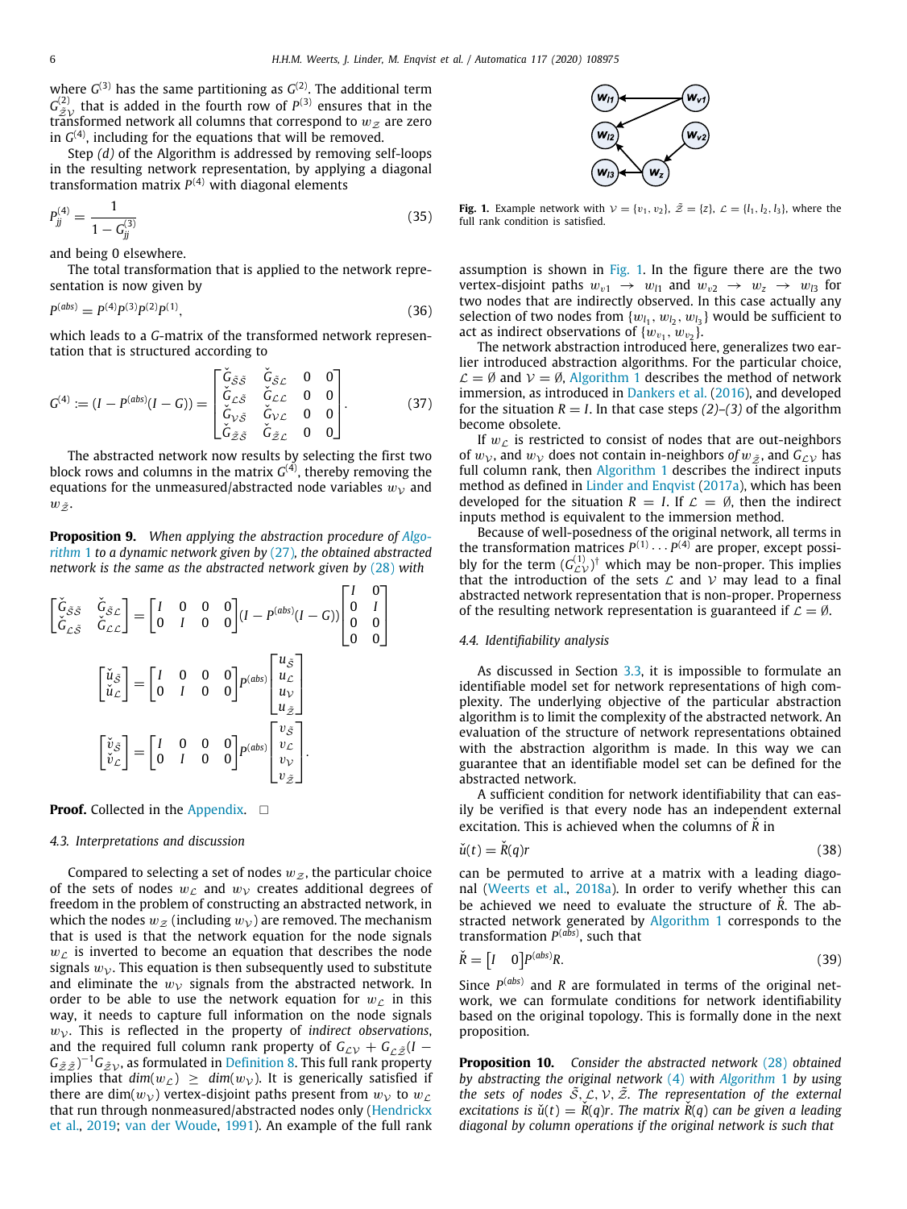where $G^{(3)}$ has the same partitioning as $G^{(2)}$. The additional term $G^{(2)}_{\tilde{\mathcal{Z}}\mathcal{V}}$ that is added in the fourth row of $P^{(3)}$ ensures that in the transformed network all columns that correspond to $w_{\mathcal{Z}}$ are zero in $G^{(4)}$, including for the equations that will be removed.

Step *(d)* of the Algorithm is addressed by removing self-loops in the resulting network representation, by applying a diagonal transformation matrix $P^{(4)}$ with diagonal elements

$$P^{(4)}_{jj} = \frac{1}{1 - G^{(3)}_{jj}} \tag{35}$$

and being 0 elsewhere.

The total transformation that is applied to the network representation is now given by

$$P^{(abs)} = P^{(4)}P^{(3)}P^{(2)}P^{(1)}, \tag{36}$$

which leads to a $G$-matrix of the transformed network representation that is structured according to

$$G^{(4)} := (I - P^{(abs)}(I - G)) = \begin{bmatrix} \breve{G}_{\tilde{\mathcal{S}}\tilde{\mathcal{S}}} & \breve{G}_{\tilde{\mathcal{S}}\mathcal{L}} & 0 & 0 \\ \breve{G}_{\mathcal{L}\tilde{\mathcal{S}}} & \breve{G}_{\mathcal{L}\mathcal{L}} & 0 & 0 \\ \breve{G}_{\mathcal{V}\tilde{\mathcal{S}}} & \breve{G}_{\mathcal{V}\mathcal{L}} & 0 & 0 \\ \breve{G}_{\tilde{\mathcal{Z}}\tilde{\mathcal{S}}} & \breve{G}_{\tilde{\mathcal{Z}}\mathcal{L}} & 0 & 0 \end{bmatrix}. \tag{37}$$

The abstracted network now results by selecting the first two block rows and columns in the matrix $G^{(4)}$, thereby removing the equations for the unmeasured/abstracted node variables $w_{\mathcal{V}}$ and $w_{\tilde{\mathcal{Z}}}$.

**Proposition 9.** *When applying the abstraction procedure of Algorithm 1 to a dynamic network given by (27), the obtained abstracted network is the same as the abstracted network given by (28) with*

$$\begin{bmatrix} \breve{G}_{\tilde{\mathcal{S}}\tilde{\mathcal{S}}} & \breve{G}_{\tilde{\mathcal{S}}\mathcal{L}} \\ \breve{G}_{\mathcal{L}\tilde{\mathcal{S}}} & \breve{G}_{\mathcal{L}\mathcal{L}} \end{bmatrix} = \begin{bmatrix} I & 0 & 0 & 0 \\ 0 & I & 0 & 0 \end{bmatrix} (I - P^{(abs)}(I - G)) \begin{bmatrix} I & 0 \\ 0 & I \\ 0 & 0 \\ 0 & 0 \end{bmatrix}$$

$$\begin{bmatrix} \breve{u}_{\tilde{\mathcal{S}}} \\ \breve{u}_{\mathcal{L}} \end{bmatrix} = \begin{bmatrix} I & 0 & 0 & 0 \\ 0 & I & 0 & 0 \end{bmatrix} P^{(abs)} \begin{bmatrix} u_{\tilde{\mathcal{S}}} \\ u_{\mathcal{L}} \\ u_{\mathcal{V}} \\ u_{\tilde{\mathcal{Z}}} \end{bmatrix}$$

$$\begin{bmatrix} \breve{v}_{\tilde{\mathcal{S}}} \\ \breve{v}_{\mathcal{L}} \end{bmatrix} = \begin{bmatrix} I & 0 & 0 & 0 \\ 0 & I & 0 & 0 \end{bmatrix} P^{(abs)} \begin{bmatrix} v_{\tilde{\mathcal{S}}} \\ v_{\mathcal{L}} \\ v_{\mathcal{V}} \\ v_{\tilde{\mathcal{Z}}} \end{bmatrix}.$$

**Proof.** Collected in the Appendix. □

### 4.3. Interpretations and discussion

Compared to selecting a set of nodes $w_{\mathcal{Z}}$, the particular choice of the sets of nodes $w_{\mathcal{L}}$ and $w_{\mathcal{V}}$ creates additional degrees of freedom in the problem of constructing an abstracted network, in which the nodes $w_{\mathcal{Z}}$ (including $w_{\mathcal{V}}$) are removed. The mechanism that is used is that the network equation for the node signals $w_{\mathcal{L}}$ is inverted to become an equation that describes the node signals $w_{\mathcal{V}}$. This equation is then subsequently used to substitute and eliminate the $w_{\mathcal{V}}$ signals from the abstracted network. In order to be able to use the network equation for $w_{\mathcal{L}}$ in this way, it needs to capture full information on the node signals $w_{\mathcal{V}}$. This is reflected in the property of *indirect observations*, and the required full column rank property of $G_{\mathcal{L}\mathcal{V}} + G_{\mathcal{L}\tilde{\mathcal{Z}}}(I - G_{\tilde{\mathcal{Z}}\tilde{\mathcal{Z}}})^{-1}G_{\tilde{\mathcal{Z}}\mathcal{V}}$, as formulated in Definition 8. This full rank property implies that $dim(w_{\mathcal{L}}) \geq dim(w_{\mathcal{V}})$. It is generically satisfied if there are $\dim(w_{\mathcal{V}})$ vertex-disjoint paths present from $w_{\mathcal{V}}$ to $w_{\mathcal{L}}$ that run through nonmeasured/abstracted nodes only (Hendrickx et al., 2019; van der Woude, 1991). An example of the full rank assumption is shown in Fig. 1. In the figure there are the two vertex-disjoint paths $w_{v1} \rightarrow w_{l1}$ and $w_{v2} \rightarrow w_z \rightarrow w_{l3}$ for two nodes that are indirectly observed. In this case actually any selection of two nodes from $\{w_{l_1}, w_{l_2}, w_{l_3}\}$ would be sufficient to act as indirect observations of $\{w_{v_1}, w_{v_2}\}$.

**Fig. 1.** Example network with $\mathcal{V} = \{v_1, v_2\}$, $\tilde{\mathcal{Z}} = \{z\}$, $\mathcal{L} = \{l_1, l_2, l_3\}$, where the full rank condition is satisfied.

The network abstraction introduced here, generalizes two earlier introduced abstraction algorithms. For the particular choice, $\mathcal{L} = \emptyset$ and $\mathcal{V} = \emptyset$, Algorithm 1 describes the method of network immersion, as introduced in Dankers et al. (2016), and developed for the situation $R = I$. In that case steps *(2)*–*(3)* of the algorithm become obsolete.

If $w_{\mathcal{L}}$ is restricted to consist of nodes that are out-neighbors of $w_{\mathcal{V}}$, and $w_{\mathcal{V}}$ does not contain in-neighbors *of* $w_{\tilde{\mathcal{Z}}}$, and $G_{\mathcal{L}\mathcal{V}}$ has full column rank, then Algorithm 1 describes the indirect inputs method as defined in Linder and Enqvist (2017a), which has been developed for the situation $R = I$. If $\mathcal{L} = \emptyset$, then the indirect inputs method is equivalent to the immersion method.

Because of well-posedness of the original network, all terms in the transformation matrices $P^{(1)} \cdots P^{(4)}$ are proper, except possibly for the term $(G^{(1)}_{\mathcal{L}\mathcal{V}})^{\dagger}$ which may be non-proper. This implies that the introduction of the sets $\mathcal{L}$ and $\mathcal{V}$ may lead to a final abstracted network representation that is non-proper. Properness of the resulting network representation is guaranteed if $\mathcal{L} = \emptyset$.

### 4.4. Identifiability analysis

As discussed in Section 3.3, it is impossible to formulate an identifiable model set for network representations of high complexity. The underlying objective of the particular abstraction algorithm is to limit the complexity of the abstracted network. An evaluation of the structure of network representations obtained with the abstraction algorithm is made. In this way we can guarantee that an identifiable model set can be defined for the abstracted network.

A sufficient condition for network identifiability that can easily be verified is that every node has an independent external excitation. This is achieved when the columns of $\breve{R}$ in

$$\breve{u}(t) = \breve{R}(q)r \tag{38}$$

can be permuted to arrive at a matrix with a leading diagonal (Weerts et al., 2018a). In order to verify whether this can be achieved we need to evaluate the structure of $\breve{R}$. The abstracted network generated by Algorithm 1 corresponds to the transformation $P^{(abs)}$, such that

$$\breve{R} = \begin{bmatrix} I & 0 \end{bmatrix} P^{(abs)} R. \tag{39}$$

Since $P^{(abs)}$ and $R$ are formulated in terms of the original network, we can formulate conditions for network identifiability based on the original topology. This is formally done in the next proposition.

**Proposition 10.** *Consider the abstracted network (28) obtained by abstracting the original network (4) with Algorithm 1 by using the sets of nodes $\tilde{\mathcal{S}}, \mathcal{L}, \mathcal{V}, \tilde{\mathcal{Z}}$. The representation of the external excitations is $\breve{u}(t) = \breve{R}(q)r$. The matrix $\breve{R}(q)$ can be given a leading diagonal by column operations if the original network is such that*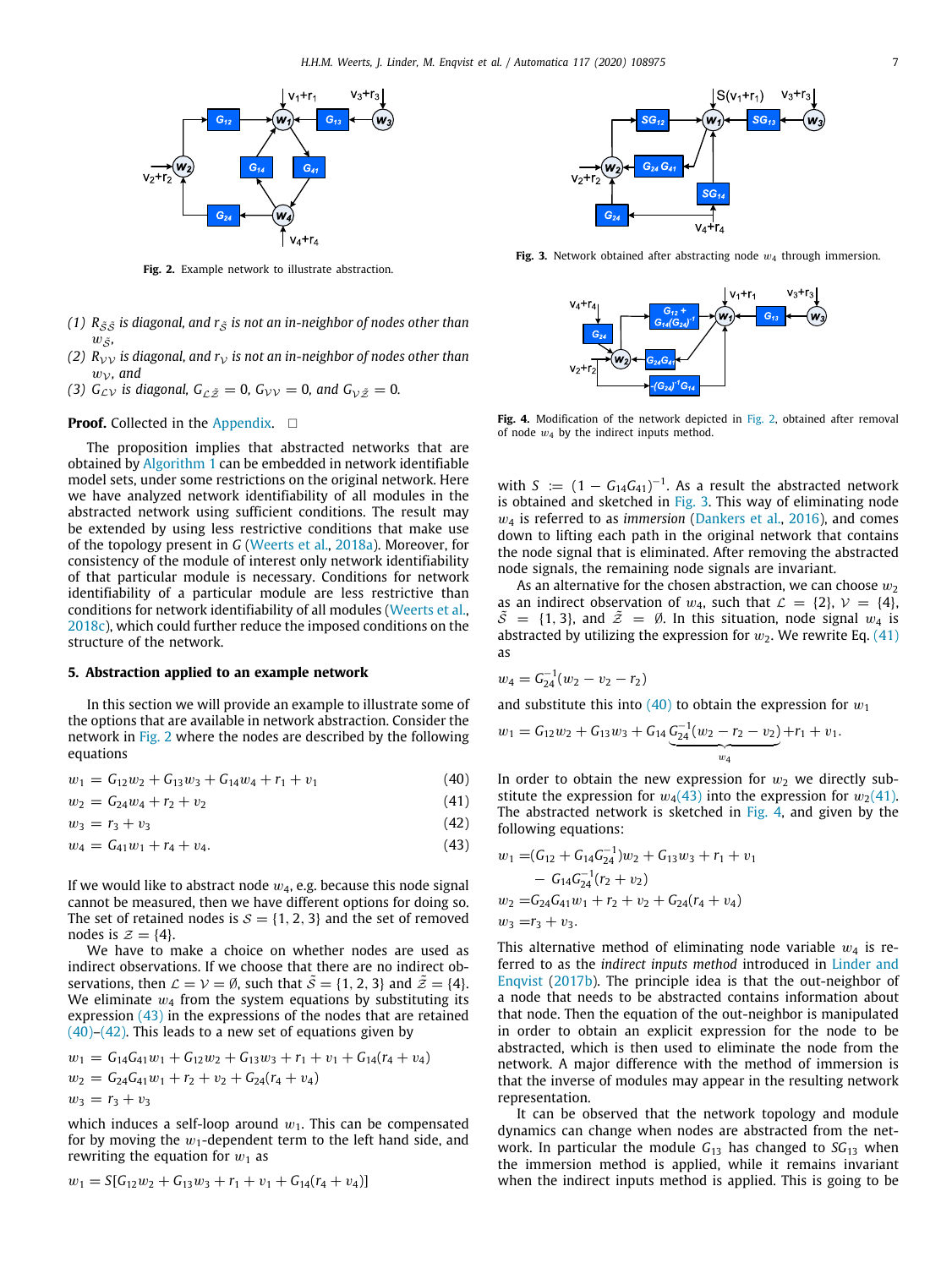Fig. 2. Example network to illustrate abstraction.

(1) $R_{\tilde{\mathcal{S}}\tilde{\mathcal{S}}}$ is diagonal, and $r_{\tilde{\mathcal{S}}}$ is not an in-neighbor of nodes other than $w_{\tilde{\mathcal{S}}}$,
(2) $R_{\mathcal{V}\mathcal{V}}$ is diagonal, and $r_{\mathcal{V}}$ is not an in-neighbor of nodes other than $w_{\mathcal{V}}$, and
(3) $G_{\mathcal{L}\mathcal{V}}$ is diagonal, $G_{\mathcal{L}\tilde{\mathcal{Z}}} = 0$, $G_{\mathcal{V}\mathcal{V}} = 0$, and $G_{\mathcal{V}\tilde{\mathcal{Z}}} = 0$.

**Proof.** Collected in the Appendix. □

The proposition implies that abstracted networks that are obtained by Algorithm 1 can be embedded in network identifiable model sets, under some restrictions on the original network. Here we have analyzed network identifiability of all modules in the abstracted network using sufficient conditions. The result may be extended by using less restrictive conditions that make use of the topology present in $G$ (Weerts et al., 2018a). Moreover, for consistency of the module of interest only network identifiability of that particular module is necessary. Conditions for network identifiability of a particular module are less restrictive than conditions for network identifiability of all modules (Weerts et al., 2018c), which could further reduce the imposed conditions on the structure of the network.

## 5. Abstraction applied to an example network

In this section we will provide an example to illustrate some of the options that are available in network abstraction. Consider the network in Fig. 2 where the nodes are described by the following equations

$$w_1 = G_{12}w_2 + G_{13}w_3 + G_{14}w_4 + r_1 + v_1 \tag{40}$$

$$w_2 = G_{24}w_4 + r_2 + v_2 \tag{41}$$

$$w_3 = r_3 + v_3 \tag{42}$$

$$w_4 = G_{41}w_1 + r_4 + v_4. \tag{43}$$

If we would like to abstract node $w_4$, e.g. because this node signal cannot be measured, then we have different options for doing so. The set of retained nodes is $\mathcal{S} = \{1, 2, 3\}$ and the set of removed nodes is $\mathcal{Z} = \{4\}$.

We have to make a choice on whether nodes are used as indirect observations. If we choose that there are no indirect observations, then $\mathcal{L} = \mathcal{V} = \emptyset$, such that $\tilde{\mathcal{S}} = \{1, 2, 3\}$ and $\tilde{\mathcal{Z}} = \{4\}$. We eliminate $w_4$ from the system equations by substituting its expression (43) in the expressions of the nodes that are retained (40)–(42). This leads to a new set of equations given by

$$w_1 = G_{14}G_{41}w_1 + G_{12}w_2 + G_{13}w_3 + r_1 + v_1 + G_{14}(r_4 + v_4)$$
$$w_2 = G_{24}G_{41}w_1 + r_2 + v_2 + G_{24}(r_4 + v_4)$$
$$w_3 = r_3 + v_3$$

which induces a self-loop around $w_1$. This can be compensated for by moving the $w_1$-dependent term to the left hand side, and rewriting the equation for $w_1$ as

$$w_1 = S[G_{12}w_2 + G_{13}w_3 + r_1 + v_1 + G_{14}(r_4 + v_4)]$$

Fig. 3. Network obtained after abstracting node $w_4$ through immersion.

Fig. 4. Modification of the network depicted in Fig. 2, obtained after removal of node $w_4$ by the indirect inputs method.

with $S := (1 - G_{14}G_{41})^{-1}$. As a result the abstracted network is obtained and sketched in Fig. 3. This way of eliminating node $w_4$ is referred to as *immersion* (Dankers et al., 2016), and comes down to lifting each path in the original network that contains the node signal that is eliminated. After removing the abstracted node signals, the remaining node signals are invariant.

As an alternative for the chosen abstraction, we can choose $w_2$ as an indirect observation of $w_4$, such that $\mathcal{L} = \{2\}$, $\mathcal{V} = \{4\}$, $\tilde{\mathcal{S}} = \{1, 3\}$, and $\tilde{\mathcal{Z}} = \emptyset$. In this situation, node signal $w_4$ is abstracted by utilizing the expression for $w_2$. We rewrite Eq. (41) as

$$w_4 = G_{24}^{-1}(w_2 - v_2 - r_2)$$

and substitute this into (40) to obtain the expression for $w_1$

$$w_1 = G_{12}w_2 + G_{13}w_3 + G_{14}\underbrace{G_{24}^{-1}(w_2 - r_2 - v_2)}_{w_4} + r_1 + v_1.$$

In order to obtain the new expression for $w_2$ we directly substitute the expression for $w_4$(43) into the expression for $w_2$(41). The abstracted network is sketched in Fig. 4, and given by the following equations:

$$\begin{aligned} w_1 =& (G_{12} + G_{14}G_{24}^{-1})w_2 + G_{13}w_3 + r_1 + v_1 \\ &- G_{14}G_{24}^{-1}(r_2 + v_2) \\ w_2 =& G_{24}G_{41}w_1 + r_2 + v_2 + G_{24}(r_4 + v_4) \\ w_3 =& r_3 + v_3. \end{aligned}$$

This alternative method of eliminating node variable $w_4$ is referred to as the *indirect inputs method* introduced in Linder and Enqvist (2017b). The principle idea is that the out-neighbor of a node that needs to be abstracted contains information about that node. Then the equation of the out-neighbor is manipulated in order to obtain an explicit expression for the node to be abstracted, which is then used to eliminate the node from the network. A major difference with the method of immersion is that the inverse of modules may appear in the resulting network representation.

It can be observed that the network topology and module dynamics can change when nodes are abstracted from the network. In particular the module $G_{13}$ has changed to $SG_{13}$ when the immersion method is applied, while it remains invariant when the indirect inputs method is applied. This is going to be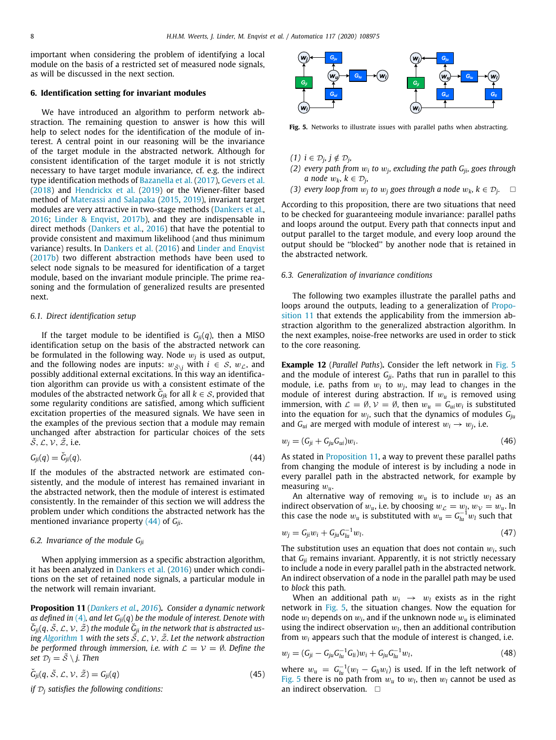important when considering the problem of identifying a local module on the basis of a restricted set of measured node signals, as will be discussed in the next section.

## 6. Identification setting for invariant modules

We have introduced an algorithm to perform network abstraction. The remaining question to answer is how this will help to select nodes for the identification of the module of interest. A central point in our reasoning will be the invariance of the target module in the abstracted network. Although for consistent identification of the target module it is not strictly necessary to have target module invariance, cf. e.g. the indirect type identification methods of Bazanella et al. (2017), Gevers et al. (2018) and Hendrickx et al. (2019) or the Wiener-filter based method of Materassi and Salapaka (2015, 2019), invariant target modules are very attractive in two-stage methods (Dankers et al., 2016; Linder & Enqvist, 2017b), and they are indispensable in direct methods (Dankers et al., 2016) that have the potential to provide consistent and maximum likelihood (and thus minimum variance) results. In Dankers et al. (2016) and Linder and Enqvist (2017b) two different abstraction methods have been used to select node signals to be measured for identification of a target module, based on the invariant module principle. The prime reasoning and the formulation of generalized results are presented next.

### 6.1. Direct identification setup

If the target module to be identified is $G_{ji}(q)$, then a MISO identification setup on the basis of the abstracted network can be formulated in the following way. Node $w_j$ is used as output, and the following nodes are inputs: $w_{\tilde{S}\setminus j}$ with $i \in \mathcal{S}$, $w_{\mathcal{L}}$, and possibly additional external excitations. In this way an identification algorithm can provide us with a consistent estimate of the modules of the abstracted network $\check{G}_{jk}$ for all $k \in \mathcal{S}$, provided that some regularity conditions are satisfied, among which sufficient excitation properties of the measured signals. We have seen in the examples of the previous section that a module may remain unchanged after abstraction for particular choices of the sets $\tilde{S}$, $\mathcal{L}$, $\mathcal{V}$, $\tilde{\mathcal{Z}}$, i.e.

$$G_{ji}(q) = \check{G}_{ji}(q). \tag{44}$$

If the modules of the abstracted network are estimated consistently, and the module of interest has remained invariant in the abstracted network, then the module of interest is estimated consistently. In the remainder of this section we will address the problem under which conditions the abstracted network has the mentioned invariance property (44) of $G_{ji}$.

### 6.2. Invariance of the module $G_{ji}$

When applying immersion as a specific abstraction algorithm, it has been analyzed in Dankers et al. (2016) under which conditions on the set of retained node signals, a particular module in the network will remain invariant.

**Proposition 11** (*Dankers et al., 2016*)**.** *Consider a dynamic network as defined in (4), and let $G_{ji}(q)$ be the module of interest. Denote with $\check{G}_{ji}(q, \tilde{S}, \mathcal{L}, \mathcal{V}, \tilde{\mathcal{Z}})$ the module $\check{G}_{ji}$ in the network that is abstracted using Algorithm 1 with the sets $\tilde{S}$, $\mathcal{L}$, $\mathcal{V}$, $\tilde{\mathcal{Z}}$. Let the network abstraction be performed through immersion, i.e. with $\mathcal{L} = \mathcal{V} = \emptyset$. Define the set $\mathcal{D}_j = \tilde{S} \setminus j$. Then*

$$\check{G}_{ji}(q, \tilde{S}, \mathcal{L}, \mathcal{V}, \tilde{\mathcal{Z}}) = G_{ji}(q) \tag{45}$$

*if $\mathcal{D}_j$ satisfies the following conditions:*

*(1) $i \in \mathcal{D}_j$, $j \notin \mathcal{D}_j$,*
*(2) every path from $w_i$ to $w_j$, excluding the path $G_{ji}$, goes through a node $w_k$, $k \in \mathcal{D}_j$,*
*(3) every loop from $w_j$ to $w_j$ goes through a node $w_k$, $k \in \mathcal{D}_j$.* □

According to this proposition, there are two situations that need to be checked for guaranteeing module invariance: parallel paths and loops around the output. Every path that connects input and output parallel to the target module, and every loop around the output should be "blocked" by another node that is retained in the abstracted network.

Fig. 5. Networks to illustrate issues with parallel paths when abstracting.

### 6.3. Generalization of invariance conditions

The following two examples illustrate the parallel paths and loops around the outputs, leading to a generalization of Proposition 11 that extends the applicability from the immersion abstraction algorithm to the generalized abstraction algorithm. In the next examples, noise-free networks are used in order to stick to the core reasoning.

**Example 12** (*Parallel Paths*)**.** Consider the left network in Fig. 5 and the module of interest $G_{ji}$. Paths that run in parallel to this module, i.e. paths from $w_i$ to $w_j$, may lead to changes in the module of interest during abstraction. If $w_u$ is removed using immersion, with $\mathcal{L} = \emptyset, \mathcal{V} = \emptyset$, then $w_u = G_{ui}w_i$ is substituted into the equation for $w_j$, such that the dynamics of modules $G_{ju}$ and $G_{ui}$ are merged with module of interest $w_i \to w_j$, i.e.

$$w_j = (G_{ji} + G_{ju}G_{ui})w_i. \tag{46}$$

As stated in Proposition 11, a way to prevent these parallel paths from changing the module of interest is by including a node in every parallel path in the abstracted network, for example by measuring $w_u$.

An alternative way of removing $w_u$ is to include $w_l$ as an indirect observation of $w_u$, i.e. by choosing $w_{\mathcal{L}} = w_l$, $w_{\mathcal{V}} = w_u$. In this case the node $w_u$ is substituted with $w_u = G_{lu}^{-1}w_l$ such that

$$w_j = G_{ji}w_i + G_{ju}G_{lu}^{-1}w_l. \tag{47}$$

The substitution uses an equation that does not contain $w_i$, such that $G_{ji}$ remains invariant. Apparently, it is not strictly necessary to include a node in every parallel path in the abstracted network. An indirect observation of a node in the parallel path may be used to *block* this path.

When an additional path $w_i \to w_l$ exists as in the right network in Fig. 5, the situation changes. Now the equation for node $w_l$ depends on $w_i$, and if the unknown node $w_u$ is eliminated using the indirect observation $w_l$, then an additional contribution from $w_i$ appears such that the module of interest is changed, i.e.

$$w_j = (G_{ji} - G_{ju}G_{lu}^{-1}G_{li})w_i + G_{ju}G_{lu}^{-1}w_l, \tag{48}$$

where $w_u = G_{lu}^{-1}(w_l - G_{li}w_i)$ is used. If in the left network of Fig. 5 there is no path from $w_u$ to $w_l$, then $w_l$ cannot be used as an indirect observation. □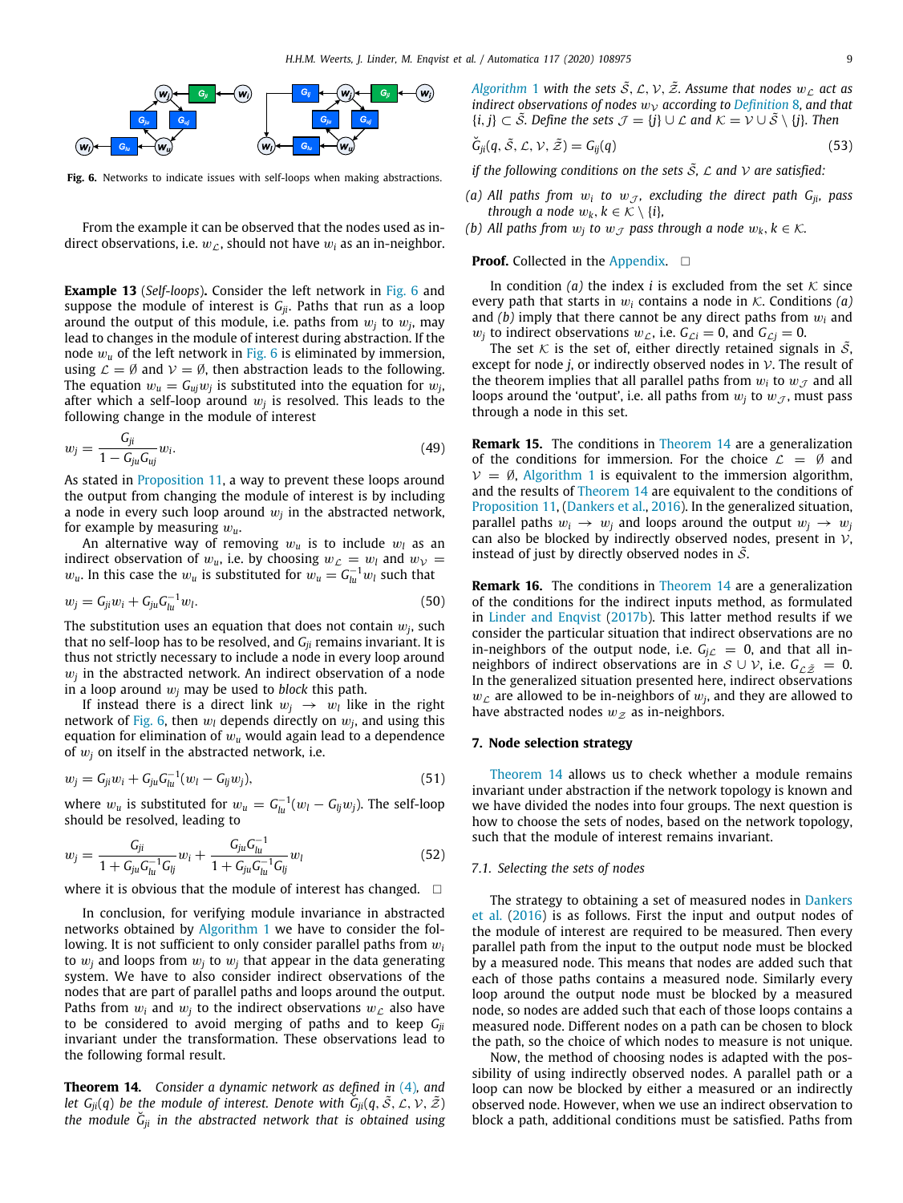**Fig. 6.** Networks to indicate issues with self-loops when making abstractions.

From the example it can be observed that the nodes used as indirect observations, i.e. $w_\mathcal{L}$, should not have $w_i$ as an in-neighbor.

**Example 13** (*Self-loops*)**.** Consider the left network in Fig. 6 and suppose the module of interest is $G_{ji}$. Paths that run as a loop around the output of this module, i.e. paths from $w_j$ to $w_j$, may lead to changes in the module of interest during abstraction. If the node $w_u$ of the left network in Fig. 6 is eliminated by immersion, using $\mathcal{L} = \emptyset$ and $\mathcal{V} = \emptyset$, then abstraction leads to the following. The equation $w_u = G_{uj}w_j$ is substituted into the equation for $w_j$, after which a self-loop around $w_j$ is resolved. This leads to the following change in the module of interest

$$w_j = \frac{G_{ji}}{1 - G_{ju}G_{uj}} w_i. \tag{49}$$

As stated in Proposition 11, a way to prevent these loops around the output from changing the module of interest is by including a node in every such loop around $w_j$ in the abstracted network, for example by measuring $w_u$.

An alternative way of removing $w_u$ is to include $w_l$ as an indirect observation of $w_u$, i.e. by choosing $w_\mathcal{L} = w_l$ and $w_\mathcal{V} = w_u$. In this case the $w_u$ is substituted for $w_u = G_{lu}^{-1} w_l$ such that

$$w_j = G_{ji}w_i + G_{ju}G_{lu}^{-1}w_l. \tag{50}$$

The substitution uses an equation that does not contain $w_j$, such that no self-loop has to be resolved, and $G_{ji}$ remains invariant. It is thus not strictly necessary to include a node in every loop around $w_j$ in the abstracted network. An indirect observation of a node in a loop around $w_j$ may be used to *block* this path.

If instead there is a direct link $w_j \to w_l$ like in the right network of Fig. 6, then $w_l$ depends directly on $w_j$, and using this equation for elimination of $w_u$ would again lead to a dependence of $w_j$ on itself in the abstracted network, i.e.

$$w_j = G_{ji}w_i + G_{ju}G_{lu}^{-1}(w_l - G_{lj}w_j), \tag{51}$$

where $w_u$ is substituted for $w_u = G_{lu}^{-1}(w_l - G_{lj}w_j)$. The self-loop should be resolved, leading to

$$w_j = \frac{G_{ji}}{1 + G_{ju}G_{lu}^{-1}G_{lj}} w_i + \frac{G_{ju}G_{lu}^{-1}}{1 + G_{ju}G_{lu}^{-1}G_{lj}} w_l \tag{52}$$

where it is obvious that the module of interest has changed. □

In conclusion, for verifying module invariance in abstracted networks obtained by Algorithm 1 we have to consider the following. It is not sufficient to only consider parallel paths from $w_i$ to $w_j$ and loops from $w_j$ to $w_j$ that appear in the data generating system. We have to also consider indirect observations of the nodes that are part of parallel paths and loops around the output. Paths from $w_i$ and $w_j$ to the indirect observations $w_\mathcal{L}$ also have to be considered to avoid merging of paths and to keep $G_{ji}$ invariant under the transformation. These observations lead to the following formal result.

**Theorem 14.** *Consider a dynamic network as defined in (4), and let $G_{ji}(q)$ be the module of interest. Denote with $\breve{G}_{ji}(q, \tilde{\mathcal{S}}, \mathcal{L}, \mathcal{V}, \tilde{\mathcal{Z}})$ the module $\breve{G}_{ji}$ in the abstracted network that is obtained using Algorithm 1 with the sets $\tilde{\mathcal{S}}$, $\mathcal{L}$, $\mathcal{V}$, $\tilde{\mathcal{Z}}$. Assume that nodes $w_\mathcal{L}$ act as indirect observations of nodes $w_\mathcal{V}$ according to Definition 8, and that $\{i, j\} \subset \tilde{\mathcal{S}}$. Define the sets $\mathcal{J} = \{j\} \cup \mathcal{L}$ and $\mathcal{K} = \mathcal{V} \cup \tilde{\mathcal{S}} \setminus \{j\}$. Then*

$$\breve{G}_{ji}(q, \tilde{\mathcal{S}}, \mathcal{L}, \mathcal{V}, \tilde{\mathcal{Z}}) = G_{ij}(q) \tag{53}$$

*if the following conditions on the sets $\tilde{\mathcal{S}}$, $\mathcal{L}$ and $\mathcal{V}$ are satisfied:*

*(a) All paths from $w_i$ to $w_\mathcal{J}$, excluding the direct path $G_{ji}$, pass through a node $w_k, k \in \mathcal{K} \setminus \{i\}$,*
*(b) All paths from $w_j$ to $w_\mathcal{J}$ pass through a node $w_k, k \in \mathcal{K}$.*

**Proof.** Collected in the Appendix. □

In condition *(a)* the index $i$ is excluded from the set $\mathcal{K}$ since every path that starts in $w_i$ contains a node in $\mathcal{K}$. Conditions *(a)* and *(b)* imply that there cannot be any direct paths from $w_i$ and $w_j$ to indirect observations $w_\mathcal{L}$, i.e. $G_{\mathcal{L}i} = 0$, and $G_{\mathcal{L}j} = 0$.

The set $\mathcal{K}$ is the set of, either directly retained signals in $\tilde{\mathcal{S}}$, except for node $j$, or indirectly observed nodes in $\mathcal{V}$. The result of the theorem implies that all parallel paths from $w_i$ to $w_\mathcal{J}$ and all loops around the 'output', i.e. all paths from $w_j$ to $w_\mathcal{J}$, must pass through a node in this set.

**Remark 15.** The conditions in Theorem 14 are a generalization of the conditions for immersion. For the choice $\mathcal{L} = \emptyset$ and $\mathcal{V} = \emptyset$, Algorithm 1 is equivalent to the immersion algorithm, and the results of Theorem 14 are equivalent to the conditions of Proposition 11, (Dankers et al., 2016). In the generalized situation, parallel paths $w_i \to w_j$ and loops around the output $w_j \to w_j$ can also be blocked by indirectly observed nodes, present in $\mathcal{V}$, instead of just by directly observed nodes in $\tilde{\mathcal{S}}$.

**Remark 16.** The conditions in Theorem 14 are a generalization of the conditions for the indirect inputs method, as formulated in Linder and Enqvist (2017b). This latter method results if we consider the particular situation that indirect observations are no in-neighbors of the output node, i.e. $G_{j\mathcal{L}} = 0$, and that all in-neighbors of indirect observations are in $\mathcal{S} \cup \mathcal{V}$, i.e. $G_{\mathcal{L}\tilde{\mathcal{Z}}} = 0$. In the generalized situation presented here, indirect observations $w_\mathcal{L}$ are allowed to be in-neighbors of $w_j$, and they are allowed to have abstracted nodes $w_\mathcal{Z}$ as in-neighbors.

## 7. Node selection strategy

Theorem 14 allows us to check whether a module remains invariant under abstraction if the network topology is known and we have divided the nodes into four groups. The next question is how to choose the sets of nodes, based on the network topology, such that the module of interest remains invariant.

### 7.1. Selecting the sets of nodes

The strategy to obtaining a set of measured nodes in Dankers et al. (2016) is as follows. First the input and output nodes of the module of interest are required to be measured. Then every parallel path from the input to the output node must be blocked by a measured node. This means that nodes are added such that each of those paths contains a measured node. Similarly every loop around the output node must be blocked by a measured node, so nodes are added such that each of those loops contains a measured node. Different nodes on a path can be chosen to block the path, so the choice of which nodes to measure is not unique.

Now, the method of choosing nodes is adapted with the possibility of using indirectly observed nodes. A parallel path or a loop can now be blocked by either a measured or an indirectly observed node. However, when we use an indirect observation to block a path, additional conditions must be satisfied. Paths from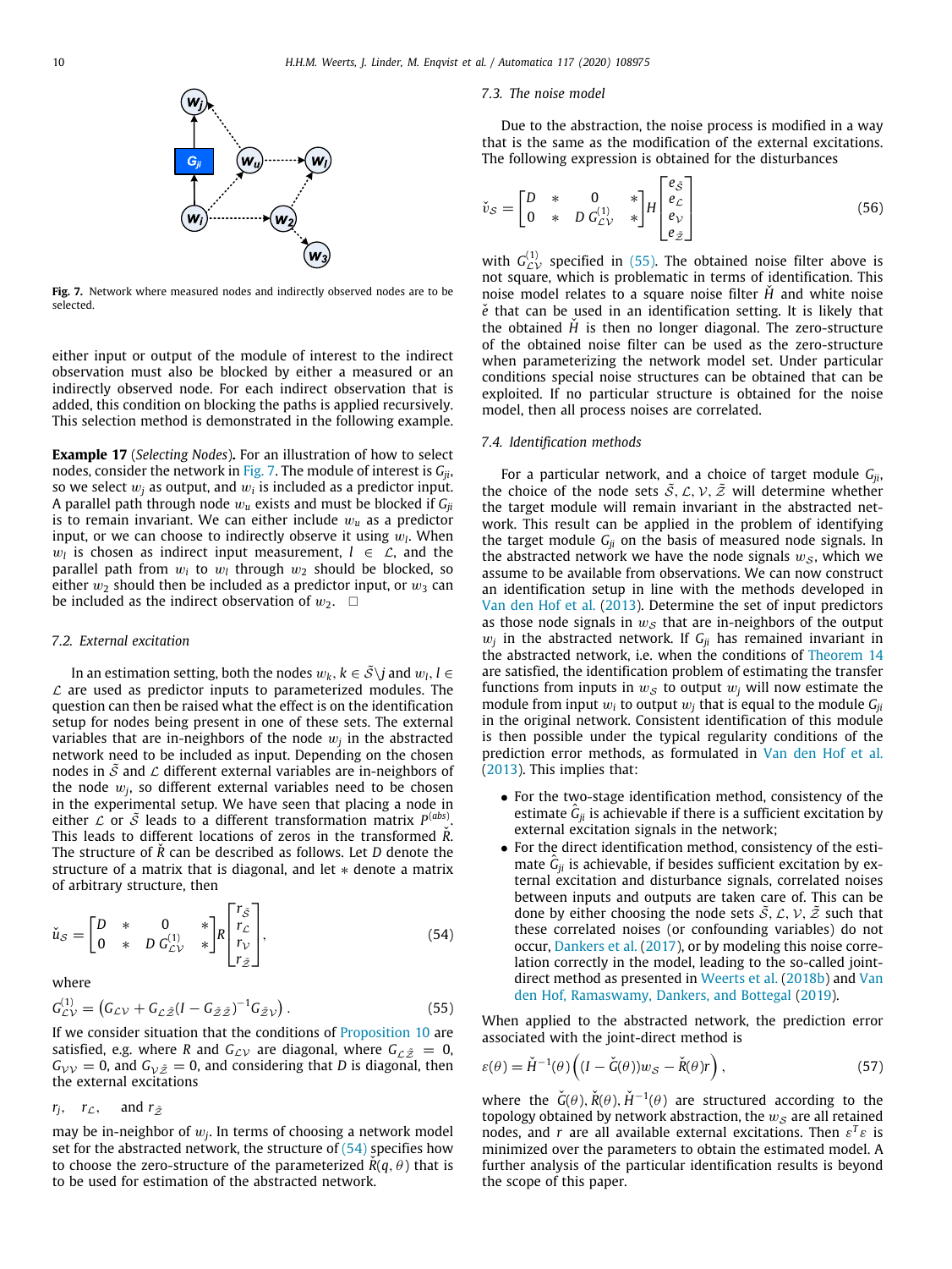**Fig. 7.** Network where measured nodes and indirectly observed nodes are to be selected.

either input or output of the module of interest to the indirect observation must also be blocked by either a measured or an indirectly observed node. For each indirect observation that is added, this condition on blocking the paths is applied recursively. This selection method is demonstrated in the following example.

**Example 17** (*Selecting Nodes*)**.** For an illustration of how to select nodes, consider the network in Fig. 7. The module of interest is $G_{ji}$, so we select $w_j$ as output, and $w_i$ is included as a predictor input. A parallel path through node $w_u$ exists and must be blocked if $G_{ji}$ is to remain invariant. We can either include $w_u$ as a predictor input, or we can choose to indirectly observe it using $w_l$. When $w_l$ is chosen as indirect input measurement, $l \in \mathcal{L}$, and the parallel path from $w_i$ to $w_l$ through $w_2$ should be blocked, so either $w_2$ should then be included as a predictor input, or $w_3$ can be included as the indirect observation of $w_2$. □

### 7.2. External excitation

In an estimation setting, both the nodes $w_k, k \in \tilde{\mathcal{S}} \backslash j$ and $w_l, l \in \mathcal{L}$ are used as predictor inputs to parameterized modules. The question can then be raised what the effect is on the identification setup for nodes being present in one of these sets. The external variables that are in-neighbors of the node $w_j$ in the abstracted network need to be included as input. Depending on the chosen nodes in $\tilde{\mathcal{S}}$ and $\mathcal{L}$ different external variables are in-neighbors of the node $w_j$, so different external variables need to be chosen in the experimental setup. We have seen that placing a node in either $\mathcal{L}$ or $\tilde{\mathcal{S}}$ leads to a different transformation matrix $P^{(abs)}$. This leads to different locations of zeros in the transformed $\check{R}$. The structure of $\check{R}$ can be described as follows. Let $D$ denote the structure of a matrix that is diagonal, and let $*$ denote a matrix of arbitrary structure, then

$$\check{u}_{\mathcal{S}} = \begin{bmatrix} D & * & 0 & * \\ 0 & * & D\, G_{\mathcal{LV}}^{(1)} & * \end{bmatrix} R \begin{bmatrix} r_{\tilde{\mathcal{S}}} \\ r_{\mathcal{L}} \\ r_{\mathcal{V}} \\ r_{\tilde{\mathcal{Z}}} \end{bmatrix}, \tag{54}$$

where

$$G_{\mathcal{LV}}^{(1)} = \left(G_{\mathcal{LV}} + G_{\mathcal{L}\tilde{\mathcal{Z}}}(I - G_{\tilde{\mathcal{Z}}\tilde{\mathcal{Z}}})^{-1} G_{\tilde{\mathcal{Z}}\mathcal{V}}\right). \tag{55}$$

If we consider situation that the conditions of Proposition 10 are satisfied, e.g. where $R$ and $G_{\mathcal{LV}}$ are diagonal, where $G_{\mathcal{L}\tilde{\mathcal{Z}}} = 0$, $G_{\mathcal{VV}} = 0$, and $G_{\mathcal{V}\tilde{\mathcal{Z}}} = 0$, and considering that $D$ is diagonal, then the external excitations

$r_j$, $\quad r_{\mathcal{L}}$, $\quad$ and $r_{\tilde{\mathcal{Z}}}$

may be in-neighbor of $w_j$. In terms of choosing a network model set for the abstracted network, the structure of (54) specifies how to choose the zero-structure of the parameterized $\check{R}(q, \theta)$ that is to be used for estimation of the abstracted network.

### 7.3. The noise model

Due to the abstraction, the noise process is modified in a way that is the same as the modification of the external excitations. The following expression is obtained for the disturbances

$$\check{v}_{\mathcal{S}} = \begin{bmatrix} D & * & 0 & * \\ 0 & * & D\, G_{\mathcal{LV}}^{(1)} & * \end{bmatrix} H \begin{bmatrix} e_{\tilde{\mathcal{S}}} \\ e_{\mathcal{L}} \\ e_{\mathcal{V}} \\ e_{\tilde{\mathcal{Z}}} \end{bmatrix} \tag{56}$$

with $G_{\mathcal{LV}}^{(1)}$ specified in (55). The obtained noise filter above is not square, which is problematic in terms of identification. This noise model relates to a square noise filter $\check{H}$ and white noise $\check{e}$ that can be used in an identification setting. It is likely that the obtained $\check{H}$ is then no longer diagonal. The zero-structure of the obtained noise filter can be used as the zero-structure when parameterizing the network model set. Under particular conditions special noise structures can be obtained that can be exploited. If no particular structure is obtained for the noise model, then all process noises are correlated.

### 7.4. Identification methods

For a particular network, and a choice of target module $G_{ji}$, the choice of the node sets $\tilde{\mathcal{S}}, \mathcal{L}, \mathcal{V}, \tilde{\mathcal{Z}}$ will determine whether the target module will remain invariant in the abstracted network. This result can be applied in the problem of identifying the target module $G_{ji}$ on the basis of measured node signals. In the abstracted network we have the node signals $w_{\mathcal{S}}$, which we assume to be available from observations. We can now construct an identification setup in line with the methods developed in Van den Hof et al. (2013). Determine the set of input predictors as those node signals in $w_{\mathcal{S}}$ that are in-neighbors of the output $w_j$ in the abstracted network. If $G_{ji}$ has remained invariant in the abstracted network, i.e. when the conditions of Theorem 14 are satisfied, the identification problem of estimating the transfer functions from inputs in $w_{\mathcal{S}}$ to output $w_j$ will now estimate the module from input $w_i$ to output $w_j$ that is equal to the module $G_{ji}$ in the original network. Consistent identification of this module is then possible under the typical regularity conditions of the prediction error methods, as formulated in Van den Hof et al. (2013). This implies that:

- For the two-stage identification method, consistency of the estimate $\hat{G}_{ji}$ is achievable if there is a sufficient excitation by external excitation signals in the network;
- For the direct identification method, consistency of the estimate $\hat{G}_{ji}$ is achievable, if besides sufficient excitation by external excitation and disturbance signals, correlated noises between inputs and outputs are taken care of. This can be done by either choosing the node sets $\tilde{\mathcal{S}}, \mathcal{L}, \mathcal{V}, \tilde{\mathcal{Z}}$ such that these correlated noises (or confounding variables) do not occur, Dankers et al. (2017), or by modeling this noise correlation correctly in the model, leading to the so-called joint-direct method as presented in Weerts et al. (2018b) and Van den Hof, Ramaswamy, Dankers, and Bottegal (2019).

When applied to the abstracted network, the prediction error associated with the joint-direct method is

$$\varepsilon(\theta) = \check{H}^{-1}(\theta)\left((I - \check{G}(\theta))w_{\mathcal{S}} - \check{R}(\theta)r\right), \tag{57}$$

where the $\check{G}(\theta), \check{R}(\theta), \check{H}^{-1}(\theta)$ are structured according to the topology obtained by network abstraction, the $w_{\mathcal{S}}$ are all retained nodes, and $r$ are all available external excitations. Then $\varepsilon^T\varepsilon$ is minimized over the parameters to obtain the estimated model. A further analysis of the particular identification results is beyond the scope of this paper.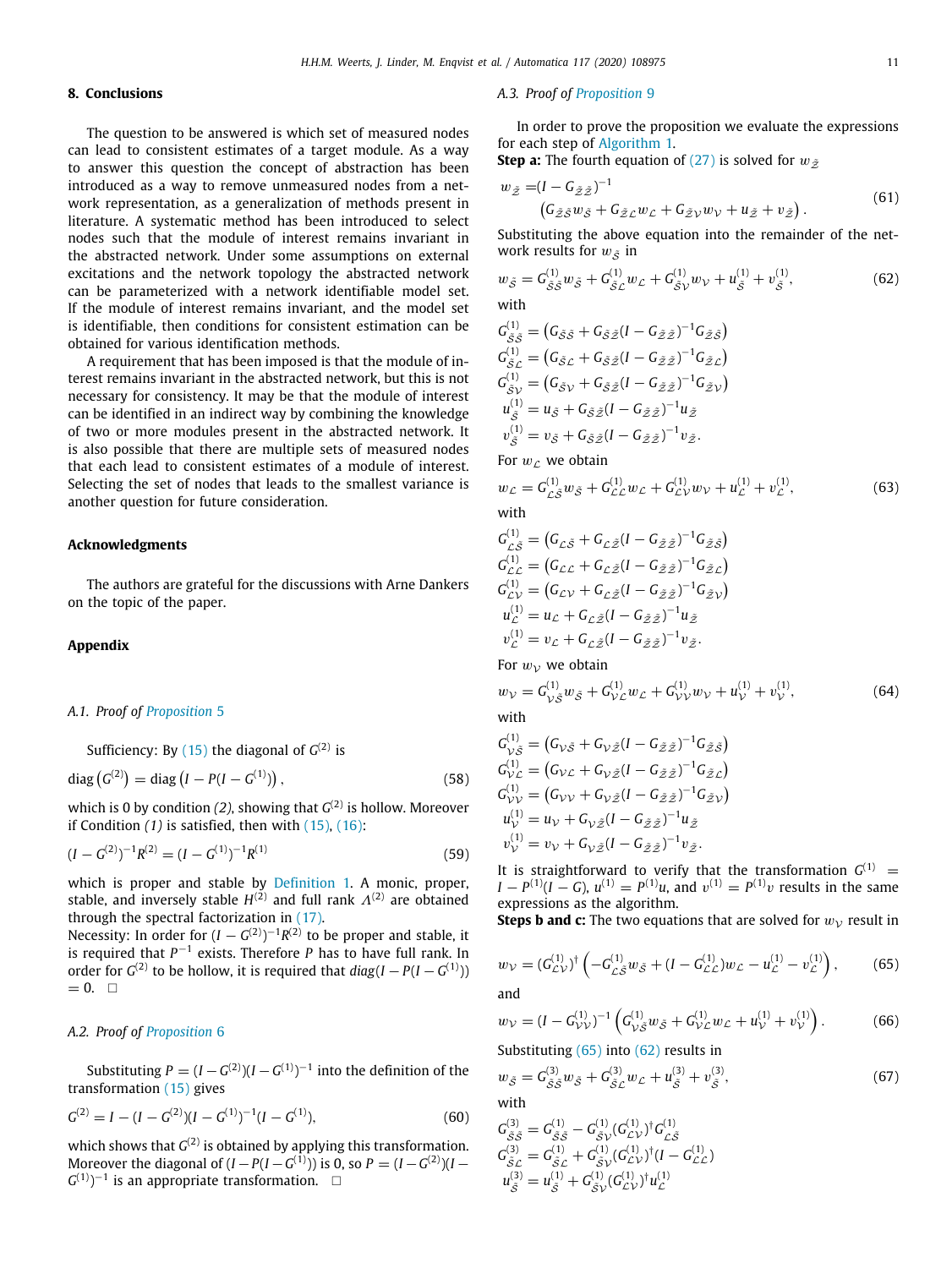## 8. Conclusions

The question to be answered is which set of measured nodes can lead to consistent estimates of a target module. As a way to answer this question the concept of abstraction has been introduced as a way to remove unmeasured nodes from a network representation, as a generalization of methods present in literature. A systematic method has been introduced to select nodes such that the module of interest remains invariant in the abstracted network. Under some assumptions on external excitations and the network topology the abstracted network can be parameterized with a network identifiable model set. If the module of interest remains invariant, and the model set is identifiable, then conditions for consistent estimation can be obtained for various identification methods.

A requirement that has been imposed is that the module of interest remains invariant in the abstracted network, but this is not necessary for consistency. It may be that the module of interest can be identified in an indirect way by combining the knowledge of two or more modules present in the abstracted network. It is also possible that there are multiple sets of measured nodes that each lead to consistent estimates of a module of interest. Selecting the set of nodes that leads to the smallest variance is another question for future consideration.

## Acknowledgments

The authors are grateful for the discussions with Arne Dankers on the topic of the paper.

## Appendix

### A.1. Proof of Proposition 5

Sufficiency: By (15) the diagonal of $G^{(2)}$ is

$$\operatorname{diag}\left(G^{(2)}\right) = \operatorname{diag}\left(I - P(I - G^{(1)})\right), \tag{58}$$

which is 0 by condition *(2)*, showing that $G^{(2)}$ is hollow. Moreover if Condition *(1)* is satisfied, then with (15), (16):

$$(I - G^{(2)})^{-1}R^{(2)} = (I - G^{(1)})^{-1}R^{(1)} \tag{59}$$

which is proper and stable by Definition 1. A monic, proper, stable, and inversely stable $H^{(2)}$ and full rank $\Lambda^{(2)}$ are obtained through the spectral factorization in (17).

Necessity: In order for $(I - G^{(2)})^{-1}R^{(2)}$ to be proper and stable, it is required that $P^{-1}$ exists. Therefore $P$ has to have full rank. In order for $G^{(2)}$ to be hollow, it is required that $diag(I - P(I - G^{(1)})) = 0$. $\square$

### A.2. Proof of Proposition 6

Substituting $P = (I - G^{(2)})(I - G^{(1)})^{-1}$ into the definition of the transformation (15) gives

$$G^{(2)} = I - (I - G^{(2)})(I - G^{(1)})^{-1}(I - G^{(1)}), \tag{60}$$

which shows that $G^{(2)}$ is obtained by applying this transformation. Moreover the diagonal of $(I - P(I - G^{(1)}))$ is 0, so $P = (I - G^{(2)})(I - G^{(1)})^{-1}$ is an appropriate transformation. $\square$

### A.3. Proof of Proposition 9

In order to prove the proposition we evaluate the expressions for each step of Algorithm 1.

**Step a:** The fourth equation of (27) is solved for $w_{\bar{\mathcal{Z}}}$

$$\begin{aligned} w_{\bar{\mathcal{Z}}} =& (I - G_{\bar{\mathcal{Z}}\bar{\mathcal{Z}}})^{-1} \\ & \left(G_{\bar{\mathcal{Z}}\tilde{\mathcal{S}}}w_{\tilde{\mathcal{S}}} + G_{\bar{\mathcal{Z}}\mathcal{L}}w_{\mathcal{L}} + G_{\bar{\mathcal{Z}}\mathcal{V}}w_{\mathcal{V}} + u_{\bar{\mathcal{Z}}} + v_{\bar{\mathcal{Z}}}\right). \end{aligned} \tag{61}$$

Substituting the above equation into the remainder of the network results for $w_{\tilde{\mathcal{S}}}$ in

$$w_{\tilde{\mathcal{S}}} = G^{(1)}_{\tilde{\mathcal{S}}\tilde{\mathcal{S}}}w_{\tilde{\mathcal{S}}} + G^{(1)}_{\tilde{\mathcal{S}}\mathcal{L}}w_{\mathcal{L}} + G^{(1)}_{\tilde{\mathcal{S}}\mathcal{V}}w_{\mathcal{V}} + u^{(1)}_{\tilde{\mathcal{S}}} + v^{(1)}_{\tilde{\mathcal{S}}}, \tag{62}$$

with

$$\begin{aligned}
G^{(1)}_{\tilde{\mathcal{S}}\tilde{\mathcal{S}}} &= \left(G_{\tilde{\mathcal{S}}\tilde{\mathcal{S}}} + G_{\tilde{\mathcal{S}}\bar{\mathcal{Z}}}(I - G_{\bar{\mathcal{Z}}\bar{\mathcal{Z}}})^{-1}G_{\bar{\mathcal{Z}}\tilde{\mathcal{S}}}\right)\\
G^{(1)}_{\tilde{\mathcal{S}}\mathcal{L}} &= \left(G_{\tilde{\mathcal{S}}\mathcal{L}} + G_{\tilde{\mathcal{S}}\bar{\mathcal{Z}}}(I - G_{\bar{\mathcal{Z}}\bar{\mathcal{Z}}})^{-1}G_{\bar{\mathcal{Z}}\mathcal{L}}\right)\\
G^{(1)}_{\tilde{\mathcal{S}}\mathcal{V}} &= \left(G_{\tilde{\mathcal{S}}\mathcal{V}} + G_{\tilde{\mathcal{S}}\bar{\mathcal{Z}}}(I - G_{\bar{\mathcal{Z}}\bar{\mathcal{Z}}})^{-1}G_{\bar{\mathcal{Z}}\mathcal{V}}\right)\\
u^{(1)}_{\tilde{\mathcal{S}}} &= u_{\tilde{\mathcal{S}}} + G_{\tilde{\mathcal{S}}\bar{\mathcal{Z}}}(I - G_{\bar{\mathcal{Z}}\bar{\mathcal{Z}}})^{-1}u_{\bar{\mathcal{Z}}}\\
v^{(1)}_{\tilde{\mathcal{S}}} &= v_{\tilde{\mathcal{S}}} + G_{\tilde{\mathcal{S}}\bar{\mathcal{Z}}}(I - G_{\bar{\mathcal{Z}}\bar{\mathcal{Z}}})^{-1}v_{\bar{\mathcal{Z}}}.
\end{aligned}$$

For $w_{\mathcal{L}}$ we obtain

$$w_{\mathcal{L}} = G^{(1)}_{\mathcal{L}\tilde{\mathcal{S}}}w_{\tilde{\mathcal{S}}} + G^{(1)}_{\mathcal{L}\mathcal{L}}w_{\mathcal{L}} + G^{(1)}_{\mathcal{L}\mathcal{V}}w_{\mathcal{V}} + u^{(1)}_{\mathcal{L}} + v^{(1)}_{\mathcal{L}}, \tag{63}$$

with

$$\begin{aligned}
G^{(1)}_{\mathcal{L}\tilde{\mathcal{S}}} &= \left(G_{\mathcal{L}\tilde{\mathcal{S}}} + G_{\mathcal{L}\bar{\mathcal{Z}}}(I - G_{\bar{\mathcal{Z}}\bar{\mathcal{Z}}})^{-1}G_{\bar{\mathcal{Z}}\tilde{\mathcal{S}}}\right)\\
G^{(1)}_{\mathcal{L}\mathcal{L}} &= \left(G_{\mathcal{L}\mathcal{L}} + G_{\mathcal{L}\bar{\mathcal{Z}}}(I - G_{\bar{\mathcal{Z}}\bar{\mathcal{Z}}})^{-1}G_{\bar{\mathcal{Z}}\mathcal{L}}\right)\\
G^{(1)}_{\mathcal{L}\mathcal{V}} &= \left(G_{\mathcal{L}\mathcal{V}} + G_{\mathcal{L}\bar{\mathcal{Z}}}(I - G_{\bar{\mathcal{Z}}\bar{\mathcal{Z}}})^{-1}G_{\bar{\mathcal{Z}}\mathcal{V}}\right)\\
u^{(1)}_{\mathcal{L}} &= u_{\mathcal{L}} + G_{\mathcal{L}\bar{\mathcal{Z}}}(I - G_{\bar{\mathcal{Z}}\bar{\mathcal{Z}}})^{-1}u_{\bar{\mathcal{Z}}}\\
v^{(1)}_{\mathcal{L}} &= v_{\mathcal{L}} + G_{\mathcal{L}\bar{\mathcal{Z}}}(I - G_{\bar{\mathcal{Z}}\bar{\mathcal{Z}}})^{-1}v_{\bar{\mathcal{Z}}}.
\end{aligned}$$

For $w_{\mathcal{V}}$ we obtain

$$w_{\mathcal{V}} = G^{(1)}_{\mathcal{V}\tilde{\mathcal{S}}}w_{\tilde{\mathcal{S}}} + G^{(1)}_{\mathcal{V}\mathcal{L}}w_{\mathcal{L}} + G^{(1)}_{\mathcal{V}\mathcal{V}}w_{\mathcal{V}} + u^{(1)}_{\mathcal{V}} + v^{(1)}_{\mathcal{V}}, \tag{64}$$

with

$$\begin{aligned}
G^{(1)}_{\mathcal{V}\tilde{\mathcal{S}}} &= \left(G_{\mathcal{V}\tilde{\mathcal{S}}} + G_{\mathcal{V}\bar{\mathcal{Z}}}(I - G_{\bar{\mathcal{Z}}\bar{\mathcal{Z}}})^{-1}G_{\bar{\mathcal{Z}}\tilde{\mathcal{S}}}\right)\\
G^{(1)}_{\mathcal{V}\mathcal{L}} &= \left(G_{\mathcal{V}\mathcal{L}} + G_{\mathcal{V}\bar{\mathcal{Z}}}(I - G_{\bar{\mathcal{Z}}\bar{\mathcal{Z}}})^{-1}G_{\bar{\mathcal{Z}}\mathcal{L}}\right)\\
G^{(1)}_{\mathcal{V}\mathcal{V}} &= \left(G_{\mathcal{V}\mathcal{V}} + G_{\mathcal{V}\bar{\mathcal{Z}}}(I - G_{\bar{\mathcal{Z}}\bar{\mathcal{Z}}})^{-1}G_{\bar{\mathcal{Z}}\mathcal{V}}\right)\\
u^{(1)}_{\mathcal{V}} &= u_{\mathcal{V}} + G_{\mathcal{V}\bar{\mathcal{Z}}}(I - G_{\bar{\mathcal{Z}}\bar{\mathcal{Z}}})^{-1}u_{\bar{\mathcal{Z}}}\\
v^{(1)}_{\mathcal{V}} &= v_{\mathcal{V}} + G_{\mathcal{V}\bar{\mathcal{Z}}}(I - G_{\bar{\mathcal{Z}}\bar{\mathcal{Z}}})^{-1}v_{\bar{\mathcal{Z}}}.
\end{aligned}$$

It is straightforward to verify that the transformation $G^{(1)} = I - P^{(1)}(I - G)$, $u^{(1)} = P^{(1)}u$, and $v^{(1)} = P^{(1)}v$ results in the same expressions as the algorithm.

**Steps b and c:** The two equations that are solved for $w_{\mathcal{V}}$ result in

$$w_{\mathcal{V}} = (G^{(1)}_{\mathcal{L}\mathcal{V}})^{\dagger}\left(-G^{(1)}_{\mathcal{L}\tilde{\mathcal{S}}}w_{\tilde{\mathcal{S}}} + (I - G^{(1)}_{\mathcal{L}\mathcal{L}})w_{\mathcal{L}} - u^{(1)}_{\mathcal{L}} - v^{(1)}_{\mathcal{L}}\right), \tag{65}$$

and

$$w_{\mathcal{V}} = (I - G^{(1)}_{\mathcal{V}\mathcal{V}})^{-1}\left(G^{(1)}_{\mathcal{V}\tilde{\mathcal{S}}}w_{\tilde{\mathcal{S}}} + G^{(1)}_{\mathcal{V}\mathcal{L}}w_{\mathcal{L}} + u^{(1)}_{\mathcal{V}} + v^{(1)}_{\mathcal{V}}\right). \tag{66}$$

Substituting (65) into (62) results in

$$w_{\tilde{\mathcal{S}}} = G^{(3)}_{\tilde{\mathcal{S}}\tilde{\mathcal{S}}}w_{\tilde{\mathcal{S}}} + G^{(3)}_{\tilde{\mathcal{S}}\mathcal{L}}w_{\mathcal{L}} + u^{(3)}_{\tilde{\mathcal{S}}} + v^{(3)}_{\tilde{\mathcal{S}}}, \tag{67}$$

with

$$\begin{aligned}
G^{(3)}_{\tilde{\mathcal{S}}\tilde{\mathcal{S}}} &= G^{(1)}_{\tilde{\mathcal{S}}\tilde{\mathcal{S}}} - G^{(1)}_{\tilde{\mathcal{S}}\mathcal{V}}(G^{(1)}_{\mathcal{L}\mathcal{V}})^{\dagger}G^{(1)}_{\mathcal{L}\tilde{\mathcal{S}}}\\
G^{(3)}_{\tilde{\mathcal{S}}\mathcal{L}} &= G^{(1)}_{\tilde{\mathcal{S}}\mathcal{L}} + G^{(1)}_{\tilde{\mathcal{S}}\mathcal{V}}(G^{(1)}_{\mathcal{L}\mathcal{V}})^{\dagger}(I - G^{(1)}_{\mathcal{L}\mathcal{L}})\\
u^{(3)}_{\tilde{\mathcal{S}}} &= u^{(1)}_{\tilde{\mathcal{S}}} + G^{(1)}_{\tilde{\mathcal{S}}\mathcal{V}}(G^{(1)}_{\mathcal{L}\mathcal{V}})^{\dagger}u^{(1)}_{\mathcal{L}}
\end{aligned}$$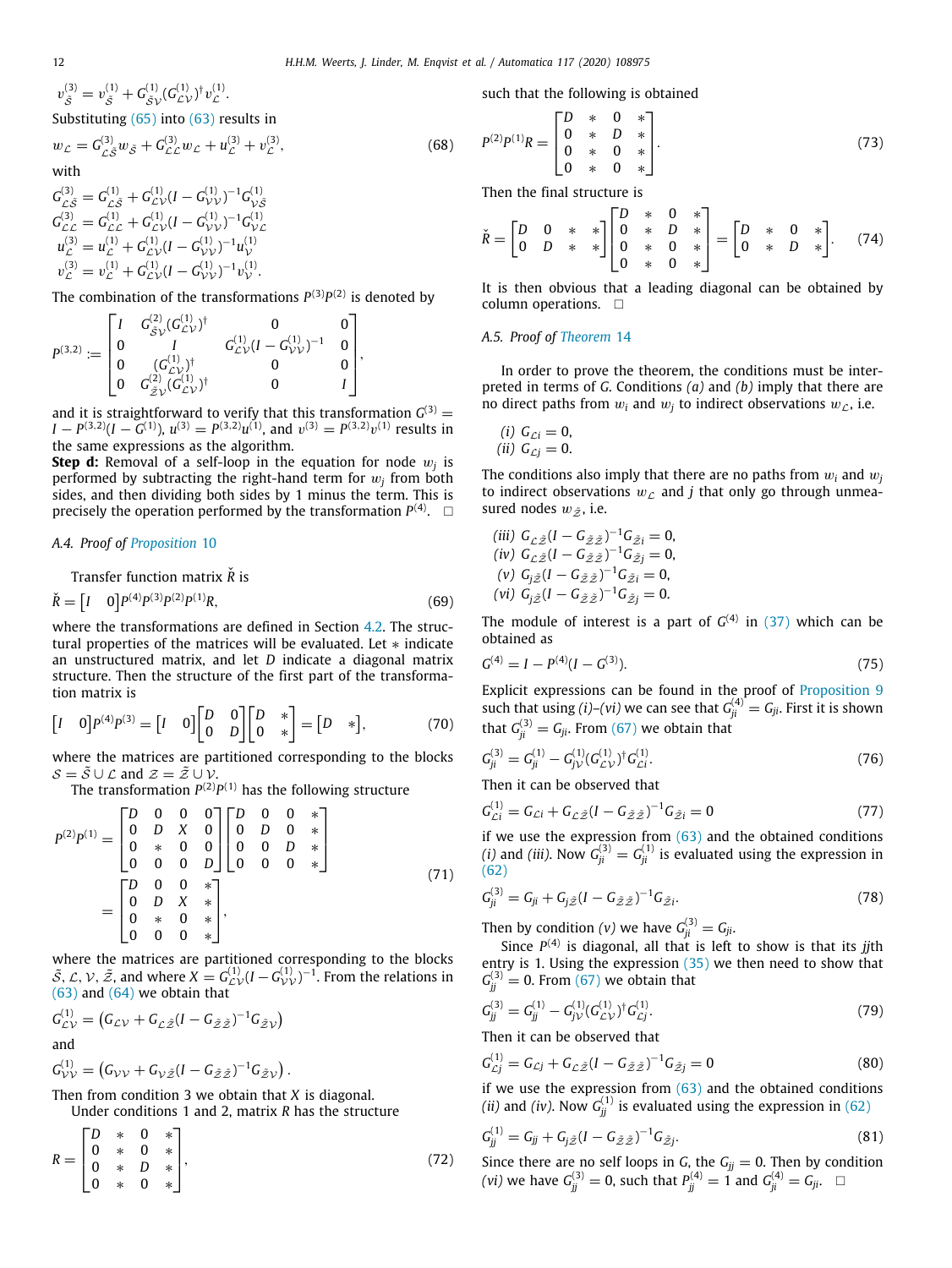$$v_{\tilde{\mathcal{S}}}^{(3)} = v_{\tilde{\mathcal{S}}}^{(1)} + G_{\tilde{\mathcal{S}}\mathcal{V}}^{(1)}(G_{\mathcal{L}\mathcal{V}}^{(1)})^{\dagger} v_{\mathcal{L}}^{(1)}.$$

Substituting (65) into (63) results in

$$w_{\mathcal{L}} = G_{\mathcal{L}\tilde{\mathcal{S}}}^{(3)} w_{\tilde{\mathcal{S}}} + G_{\mathcal{L}\mathcal{L}}^{(3)} w_{\mathcal{L}} + u_{\mathcal{L}}^{(3)} + v_{\mathcal{L}}^{(3)}, \tag{68}$$

with

$$\begin{aligned}
G_{\mathcal{L}\tilde{\mathcal{S}}}^{(3)} &= G_{\mathcal{L}\tilde{\mathcal{S}}}^{(1)} + G_{\mathcal{L}\mathcal{V}}^{(1)}(I - G_{\mathcal{V}\mathcal{V}}^{(1)})^{-1} G_{\mathcal{V}\tilde{\mathcal{S}}}^{(1)} \\
G_{\mathcal{L}\mathcal{L}}^{(3)} &= G_{\mathcal{L}\mathcal{L}}^{(1)} + G_{\mathcal{L}\mathcal{V}}^{(1)}(I - G_{\mathcal{V}\mathcal{V}}^{(1)})^{-1} G_{\mathcal{V}\mathcal{L}}^{(1)} \\
u_{\mathcal{L}}^{(3)} &= u_{\mathcal{L}}^{(1)} + G_{\mathcal{L}\mathcal{V}}^{(1)}(I - G_{\mathcal{V}\mathcal{V}}^{(1)})^{-1} u_{\mathcal{V}}^{(1)} \\
v_{\mathcal{L}}^{(3)} &= v_{\mathcal{L}}^{(1)} + G_{\mathcal{L}\mathcal{V}}^{(1)}(I - G_{\mathcal{V}\mathcal{V}}^{(1)})^{-1} v_{\mathcal{V}}^{(1)}.
\end{aligned}$$

The combination of the transformations $P^{(3)}P^{(2)}$ is denoted by

$$P^{(3,2)} := \begin{bmatrix} I & G_{\tilde{\mathcal{S}}\mathcal{V}}^{(2)}(G_{\mathcal{L}\mathcal{V}}^{(1)})^{\dagger} & 0 & 0 \\ 0 & I & G_{\mathcal{L}\mathcal{V}}^{(1)}(I - G_{\mathcal{V}\mathcal{V}}^{(1)})^{-1} & 0 \\ 0 & (G_{\mathcal{L}\mathcal{V}}^{(1)})^{\dagger} & 0 & 0 \\ 0 & G_{\tilde{\mathcal{Z}}\mathcal{V}}^{(2)}(G_{\mathcal{L}\mathcal{V}}^{(1)})^{\dagger} & 0 & I \end{bmatrix},$$

and it is straightforward to verify that this transformation $G^{(3)} = I - P^{(3,2)}(I - G^{(1)})$, $u^{(3)} = P^{(3,2)}u^{(1)}$, and $v^{(3)} = P^{(3,2)}v^{(1)}$ results in the same expressions as the algorithm.

**Step d:** Removal of a self-loop in the equation for node $w_j$ is performed by subtracting the right-hand term for $w_j$ from both sides, and then dividing both sides by 1 minus the term. This is precisely the operation performed by the transformation $P^{(4)}$. $\square$

### A.4. Proof of Proposition 10

Transfer function matrix $\check{R}$ is

$$\check{R} = \begin{bmatrix} I & 0 \end{bmatrix} P^{(4)}P^{(3)}P^{(2)}P^{(1)}R, \tag{69}$$

where the transformations are defined in Section 4.2. The structural properties of the matrices will be evaluated. Let $*$ indicate an unstructured matrix, and let $D$ indicate a diagonal matrix structure. Then the structure of the first part of the transformation matrix is

$$\begin{bmatrix} I & 0 \end{bmatrix} P^{(4)}P^{(3)} = \begin{bmatrix} I & 0 \end{bmatrix} \begin{bmatrix} D & 0 \\ 0 & D \end{bmatrix} \begin{bmatrix} D & * \\ 0 & * \end{bmatrix} = \begin{bmatrix} D & * \end{bmatrix}, \tag{70}$$

where the matrices are partitioned corresponding to the blocks $\mathcal{S} = \tilde{\mathcal{S}} \cup \mathcal{L}$ and $\mathcal{Z} = \tilde{\mathcal{Z}} \cup \mathcal{V}$.

The transformation $P^{(2)}P^{(1)}$ has the following structure

$$\begin{aligned}
P^{(2)}P^{(1)} &= \begin{bmatrix} D & 0 & 0 & 0 \\ 0 & D & X & 0 \\ 0 & * & 0 & 0 \\ 0 & 0 & 0 & D \end{bmatrix} \begin{bmatrix} D & 0 & 0 & * \\ 0 & D & 0 & * \\ 0 & 0 & D & * \\ 0 & 0 & 0 & * \end{bmatrix} \\
&= \begin{bmatrix} D & 0 & 0 & * \\ 0 & D & X & * \\ 0 & * & 0 & * \\ 0 & 0 & 0 & * \end{bmatrix},
\end{aligned} \tag{71}$$

where the matrices are partitioned corresponding to the blocks $\tilde{\mathcal{S}}$, $\mathcal{L}$, $\mathcal{V}$, $\tilde{\mathcal{Z}}$, and where $X = G_{\mathcal{L}\mathcal{V}}^{(1)}(I - G_{\mathcal{V}\mathcal{V}}^{(1)})^{-1}$. From the relations in (63) and (64) we obtain that

$$G_{\mathcal{L}\mathcal{V}}^{(1)} = \left(G_{\mathcal{L}\mathcal{V}} + G_{\mathcal{L}\tilde{\mathcal{Z}}}(I - G_{\tilde{\mathcal{Z}}\tilde{\mathcal{Z}}})^{-1} G_{\tilde{\mathcal{Z}}\mathcal{V}}\right)$$

and

$$G_{\mathcal{V}\mathcal{V}}^{(1)} = \left(G_{\mathcal{V}\mathcal{V}} + G_{\mathcal{V}\tilde{\mathcal{Z}}}(I - G_{\tilde{\mathcal{Z}}\tilde{\mathcal{Z}}})^{-1} G_{\tilde{\mathcal{Z}}\mathcal{V}}\right).$$

Then from condition 3 we obtain that $X$ is diagonal.

Under conditions 1 and 2, matrix $R$ has the structure

$$R = \begin{bmatrix} D & * & 0 & * \\ 0 & * & 0 & * \\ 0 & * & D & * \\ 0 & * & 0 & * \end{bmatrix}, \tag{72}$$

such that the following is obtained

$$P^{(2)}P^{(1)}R = \begin{bmatrix} D & * & 0 & * \\ 0 & * & D & * \\ 0 & * & 0 & * \\ 0 & * & 0 & * \end{bmatrix}. \tag{73}$$

Then the final structure is

$$\check{R} = \begin{bmatrix} D & 0 & * & * \\ 0 & D & * & * \end{bmatrix} \begin{bmatrix} D & * & 0 & * \\ 0 & * & D & * \\ 0 & * & 0 & * \\ 0 & * & 0 & * \end{bmatrix} = \begin{bmatrix} D & * & 0 & * \\ 0 & * & D & * \end{bmatrix}. \tag{74}$$

It is then obvious that a leading diagonal can be obtained by column operations. $\square$

### A.5. Proof of Theorem 14

In order to prove the theorem, the conditions must be interpreted in terms of $G$. Conditions *(a)* and *(b)* imply that there are no direct paths from $w_i$ and $w_j$ to indirect observations $w_{\mathcal{L}}$, i.e.

*(i)* $G_{\mathcal{L}i} = 0$,
*(ii)* $G_{\mathcal{L}j} = 0$.

The conditions also imply that there are no paths from $w_i$ and $w_j$ to indirect observations $w_{\mathcal{L}}$ and $j$ that only go through unmeasured nodes $w_{\tilde{\mathcal{Z}}}$, i.e.

*(iii)* $G_{\mathcal{L}\tilde{\mathcal{Z}}}(I - G_{\tilde{\mathcal{Z}}\tilde{\mathcal{Z}}})^{-1} G_{\tilde{\mathcal{Z}}i} = 0$,
*(iv)* $G_{\mathcal{L}\tilde{\mathcal{Z}}}(I - G_{\tilde{\mathcal{Z}}\tilde{\mathcal{Z}}})^{-1} G_{\tilde{\mathcal{Z}}j} = 0$,
*(v)* $G_{j\tilde{\mathcal{Z}}}(I - G_{\tilde{\mathcal{Z}}\tilde{\mathcal{Z}}})^{-1} G_{\tilde{\mathcal{Z}}i} = 0$,
*(vi)* $G_{j\tilde{\mathcal{Z}}}(I - G_{\tilde{\mathcal{Z}}\tilde{\mathcal{Z}}})^{-1} G_{\tilde{\mathcal{Z}}j} = 0$.

The module of interest is a part of $G^{(4)}$ in (37) which can be obtained as

$$G^{(4)} = I - P^{(4)}(I - G^{(3)}). \tag{75}$$

Explicit expressions can be found in the proof of Proposition 9 such that using *(i)*–*(vi)* we can see that $G_{ji}^{(4)} = G_{ji}$. First it is shown that $G_{ji}^{(3)} = G_{ji}$. From (67) we obtain that

$$G_{ji}^{(3)} = G_{ji}^{(1)} - G_{j\mathcal{V}}^{(1)}(G_{\mathcal{L}\mathcal{V}}^{(1)})^{\dagger} G_{\mathcal{L}i}^{(1)}. \tag{76}$$

Then it can be observed that

$$G_{\mathcal{L}i}^{(1)} = G_{\mathcal{L}i} + G_{\mathcal{L}\tilde{\mathcal{Z}}}(I - G_{\tilde{\mathcal{Z}}\tilde{\mathcal{Z}}})^{-1} G_{\tilde{\mathcal{Z}}i} = 0 \tag{77}$$

if we use the expression from (63) and the obtained conditions *(i)* and *(iii)*. Now $G_{ji}^{(3)} = G_{ji}^{(1)}$ is evaluated using the expression in (62)

$$G_{ji}^{(3)} = G_{ji} + G_{j\tilde{\mathcal{Z}}}(I - G_{\tilde{\mathcal{Z}}\tilde{\mathcal{Z}}})^{-1} G_{\tilde{\mathcal{Z}}i}. \tag{78}$$

Then by condition *(v)* we have $G_{ji}^{(3)} = G_{ji}$.

Since $P^{(4)}$ is diagonal, all that is left to show is that its $jj$th entry is 1. Using the expression (35) we then need to show that $G_{jj}^{(3)} = 0$. From (67) we obtain that

$$G_{jj}^{(3)} = G_{jj}^{(1)} - G_{j\mathcal{V}}^{(1)}(G_{\mathcal{L}\mathcal{V}}^{(1)})^{\dagger} G_{\mathcal{L}j}^{(1)}. \tag{79}$$

Then it can be observed that

$$G_{\mathcal{L}j}^{(1)} = G_{\mathcal{L}j} + G_{\mathcal{L}\tilde{\mathcal{Z}}}(I - G_{\tilde{\mathcal{Z}}\tilde{\mathcal{Z}}})^{-1} G_{\tilde{\mathcal{Z}}j} = 0 \tag{80}$$

if we use the expression from (63) and the obtained conditions *(ii)* and *(iv)*. Now $G_{jj}^{(1)}$ is evaluated using the expression in (62)

$$G_{jj}^{(1)} = G_{jj} + G_{j\tilde{\mathcal{Z}}}(I - G_{\tilde{\mathcal{Z}}\tilde{\mathcal{Z}}})^{-1} G_{\tilde{\mathcal{Z}}j}. \tag{81}$$

Since there are no self loops in $G$, the $G_{jj} = 0$. Then by condition *(vi)* we have $G_{jj}^{(3)} = 0$, such that $P_{jj}^{(4)} = 1$ and $G_{ji}^{(4)} = G_{ji}$. $\square$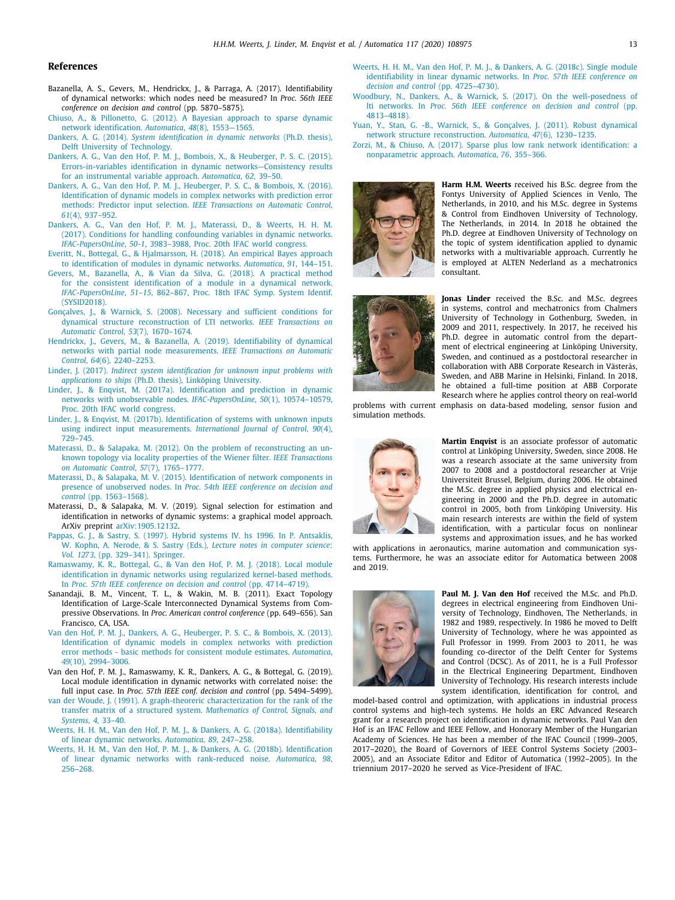## References

Bazanella, A. S., Gevers, M., Hendrickx, J., & Parraga, A. (2017). Identifiability of dynamical networks: which nodes need be measured? In *Proc. 56th IEEE conference on decision and control* (pp. 5870–5875).

Chiuso, A., & Pillonetto, G. (2012). A Bayesian approach to sparse dynamic network identification. *Automatica*, *48*(8), 1553—1565.

Dankers, A. G. (2014). *System identification in dynamic networks* (Ph.D. thesis), Delft University of Technology.

Dankers, A. G., Van den Hof, P. M. J., Bombois, X., & Heuberger, P. S. C. (2015). Errors-in-variables identification in dynamic networks—Consistency results for an instrumental variable approach. *Automatica*, *62*, 39–50.

Dankers, A. G., Van den Hof, P. M. J., Heuberger, P. S. C., & Bombois, X. (2016). Identification of dynamic models in complex networks with prediction error methods: Predictor input selection. *IEEE Transactions on Automatic Control*, *61*(4), 937–952.

Dankers, A. G., Van den Hof, P. M. J., Materassi, D., & Weerts, H. H. M. (2017). Conditions for handling confounding variables in dynamic networks. *IFAC-PapersOnLine*, *50-1*, 3983–3988, Proc. 20th IFAC world congress.

Everitt, N., Bottegal, G., & Hjalmarsson, H. (2018). An empirical Bayes approach to identification of modules in dynamic networks. *Automatica*, *91*, 144–151.

Gevers, M., Bazanella, A., & Vian da Silva, G. (2018). A practical method for the consistent identification of a module in a dynamical network. *IFAC-PapersOnLine*, *51–15*, 862–867, Proc. 18th IFAC Symp. System Identif. (SYSID2018).

Gonçalves, J., & Warnick, S. (2008). Necessary and sufficient conditions for dynamical structure reconstruction of LTI networks. *IEEE Transactions on Automatic Control*, *53*(7), 1670–1674.

Hendrickx, J., Gevers, M., & Bazanella, A. (2019). Identifiability of dynamical networks with partial node measurements. *IEEE Transactions on Automatic Control*, *64*(6), 2240–2253.

Linder, J. (2017). *Indirect system identification for unknown input problems with applications to ships* (Ph.D. thesis), Linköping University.

Linder, J., & Enqvist, M. (2017a). Identification and prediction in dynamic networks with unobservable nodes. *IFAC-PapersOnLine*, *50*(1), 10574–10579, Proc. 20th IFAC world congress.

Linder, J., & Enqvist, M. (2017b). Identification of systems with unknown inputs using indirect input measurements. *International Journal of Control*, *90*(4), 729–745.

Materassi, D., & Salapaka, M. (2012). On the problem of reconstructing an unknown topology via locality properties of the Wiener filter. *IEEE Transactions on Automatic Control*, *57*(7), 1765–1777.

Materassi, D., & Salapaka, M. V. (2015). Identification of network components in presence of unobserved nodes. In *Proc. 54th IEEE conference on decision and control* (pp. 1563–1568).

Materassi, D., & Salapaka, M. V. (2019). Signal selection for estimation and identification in networks of dynamic systems: a graphical model approach. ArXiv preprint arXiv:1905.12132.

Pappas, G. J., & Sastry, S. (1997). Hybrid systems IV. hs 1996. In P. Antsaklis, W. Kophn, A. Nerode, & S. Sastry (Eds.), *Lecture notes in computer science: Vol. 1273*, (pp. 329–341). Springer.

Ramaswamy, K. R., Bottegal, G., & Van den Hof, P. M. J. (2018). Local module identification in dynamic networks using regularized kernel-based methods. In *Proc. 57th IEEE conference on decision and control* (pp. 4714–4719).

Sanandaji, B. M., Vincent, T. L., & Wakin, M. B. (2011). Exact Topology Identification of Large-Scale Interconnected Dynamical Systems from Compressive Observations. In *Proc. American control conference* (pp. 649–656). San Francisco, CA, USA.

Van den Hof, P. M. J., Dankers, A. G., Heuberger, P. S. C., & Bombois, X. (2013). Identification of dynamic models in complex networks with prediction error methods - basic methods for consistent module estimates. *Automatica*, *49*(10), 2994–3006.

Van den Hof, P. M. J., Ramaswamy, K. R., Dankers, A. G., & Bottegal, G. (2019). Local module identification in dynamic networks with correlated noise: the full input case. In *Proc. 57th IEEE conf. decision and control* (pp. 5494–5499).

van der Woude, J. (1991). A graph-theoretic characterization for the rank of the transfer matrix of a structured system. *Mathematics of Control, Signals, and Systems*, *4*, 33–40.

Weerts, H. H. M., Van den Hof, P. M. J., & Dankers, A. G. (2018a). Identifiability of linear dynamic networks. *Automatica*, *89*, 247–258.

Weerts, H. H. M., Van den Hof, P. M. J., & Dankers, A. G. (2018b). Identification of linear dynamic networks with rank-reduced noise. *Automatica*, *98*, 256–268.

Weerts, H. H. M., Van den Hof, P. M. J., & Dankers, A. G. (2018c). Single module identifiability in linear dynamic networks. In *Proc. 57th IEEE conference on decision and control* (pp. 4725–4730).

Woodbury, N., Dankers, A., & Warnick, S. (2017). On the well-posedness of lti networks. In *Proc. 56th IEEE conference on decision and control* (pp. 4813–4818).

Yuan, Y., Stan, G. -B., Warnick, S., & Gonçalves, J. (2011). Robust dynamical network structure reconstruction. *Automatica*, *47*(6), 1230–1235.

Zorzi, M., & Chiuso, A. (2017). Sparse plus low rank network identification: a nonparametric approach. *Automatica*, *76*, 355–366.

**Harm H.M. Weerts** received his B.Sc. degree from the Fontys University of Applied Sciences in Venlo, The Netherlands, in 2010, and his M.Sc. degree in Systems & Control from Eindhoven University of Technology, The Netherlands, in 2014. In 2018 he obtained the Ph.D. degree at Eindhoven University of Technology on the topic of system identification applied to dynamic networks with a multivariable approach. Currently he is employed at ALTEN Nederland as a mechatronics consultant.

**Jonas Linder** received the B.Sc. and M.Sc. degrees in systems, control and mechatronics from Chalmers University of Technology in Gothenburg, Sweden, in 2009 and 2011, respectively. In 2017, he received his Ph.D. degree in automatic control from the department of electrical engineering at Linköping University, Sweden, and continued as a postdoctoral researcher in collaboration with ABB Corporate Research in Västerås, Sweden, and ABB Marine in Helsinki, Finland. In 2018, he obtained a full-time position at ABB Corporate Research where he applies control theory on real-world problems with current emphasis on data-based modeling, sensor fusion and simulation methods.

**Martin Enqvist** is an associate professor of automatic control at Linköping University, Sweden, since 2008. He was a research associate at the same university from 2007 to 2008 and a postdoctoral researcher at Vrije Universiteit Brussel, Belgium, during 2006. He obtained the M.Sc. degree in applied physics and electrical engineering in 2000 and the Ph.D. degree in automatic control in 2005, both from Linköping University. His main research interests are within the field of system identification, with a particular focus on nonlinear systems and approximation issues, and he has worked with applications in aeronautics, marine automation and communication systems. Furthermore, he was an associate editor for Automatica between 2008 and 2019.

**Paul M. J. Van den Hof** received the M.Sc. and Ph.D. degrees in electrical engineering from Eindhoven University of Technology, Eindhoven, The Netherlands, in 1982 and 1989, respectively. In 1986 he moved to Delft University of Technology, where he was appointed as Full Professor in 1999. From 2003 to 2011, he was founding co-director of the Delft Center for Systems and Control (DCSC). As of 2011, he is a Full Professor in the Electrical Engineering Department, Eindhoven University of Technology. His research interests include system identification, identification for control, and model-based control and optimization, with applications in industrial process control systems and high-tech systems. He holds an ERC Advanced Research grant for a research project on identification in dynamic networks. Paul Van den Hof is an IFAC Fellow and IEEE Fellow, and Honorary Member of the Hungarian Academy of Sciences. He has been a member of the IFAC Council (1999–2005, 2017–2020), the Board of Governors of IEEE Control Systems Society (2003–2005), and an Associate Editor and Editor of Automatica (1992–2005). In the triennium 2017–2020 he served as Vice-President of IFAC.